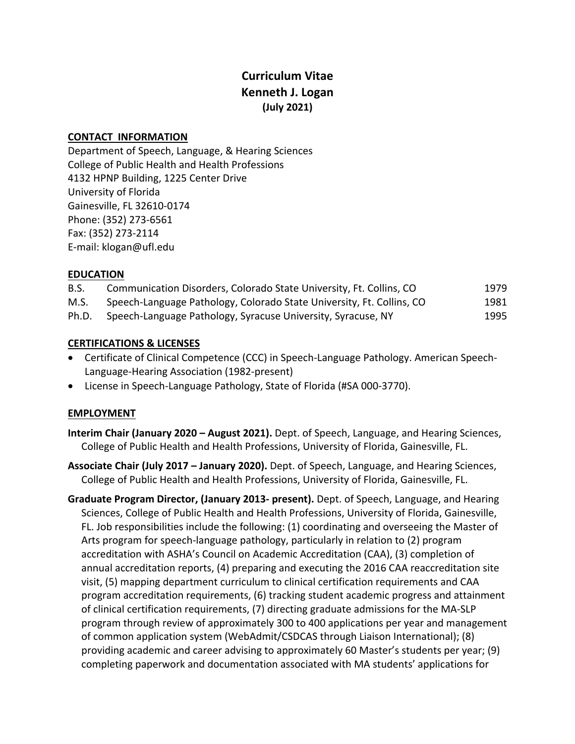# Curriculum Vitae
# Kenneth J. Logan
**(July 2021)**

## CONTACT INFORMATION

Department of Speech, Language, & Hearing Sciences
College of Public Health and Health Professions
4132 HPNP Building, 1225 Center Drive
University of Florida
Gainesville, FL 32610-0174
Phone: (352) 273-6561
Fax: (352) 273-2114
E-mail: klogan@ufl.edu

## EDUCATION

| | | |
|---|---|---|
| B.S. | Communication Disorders, Colorado State University, Ft. Collins, CO | 1979 |
| M.S. | Speech-Language Pathology, Colorado State University, Ft. Collins, CO | 1981 |
| Ph.D. | Speech-Language Pathology, Syracuse University, Syracuse, NY | 1995 |

## CERTIFICATIONS & LICENSES

- Certificate of Clinical Competence (CCC) in Speech-Language Pathology. American Speech-Language-Hearing Association (1982-present)
- License in Speech-Language Pathology, State of Florida (#SA 000-3770).

## EMPLOYMENT

**Interim Chair (January 2020 – August 2021).** Dept. of Speech, Language, and Hearing Sciences, College of Public Health and Health Professions, University of Florida, Gainesville, FL.

**Associate Chair (July 2017 – January 2020).** Dept. of Speech, Language, and Hearing Sciences, College of Public Health and Health Professions, University of Florida, Gainesville, FL.

**Graduate Program Director, (January 2013- present).** Dept. of Speech, Language, and Hearing Sciences, College of Public Health and Health Professions, University of Florida, Gainesville, FL. Job responsibilities include the following: (1) coordinating and overseeing the Master of Arts program for speech-language pathology, particularly in relation to (2) program accreditation with ASHA's Council on Academic Accreditation (CAA), (3) completion of annual accreditation reports, (4) preparing and executing the 2016 CAA reaccreditation site visit, (5) mapping department curriculum to clinical certification requirements and CAA program accreditation requirements, (6) tracking student academic progress and attainment of clinical certification requirements, (7) directing graduate admissions for the MA-SLP program through review of approximately 300 to 400 applications per year and management of common application system (WebAdmit/CSDCAS through Liaison International); (8) providing academic and career advising to approximately 60 Master's students per year; (9) completing paperwork and documentation associated with MA students' applications for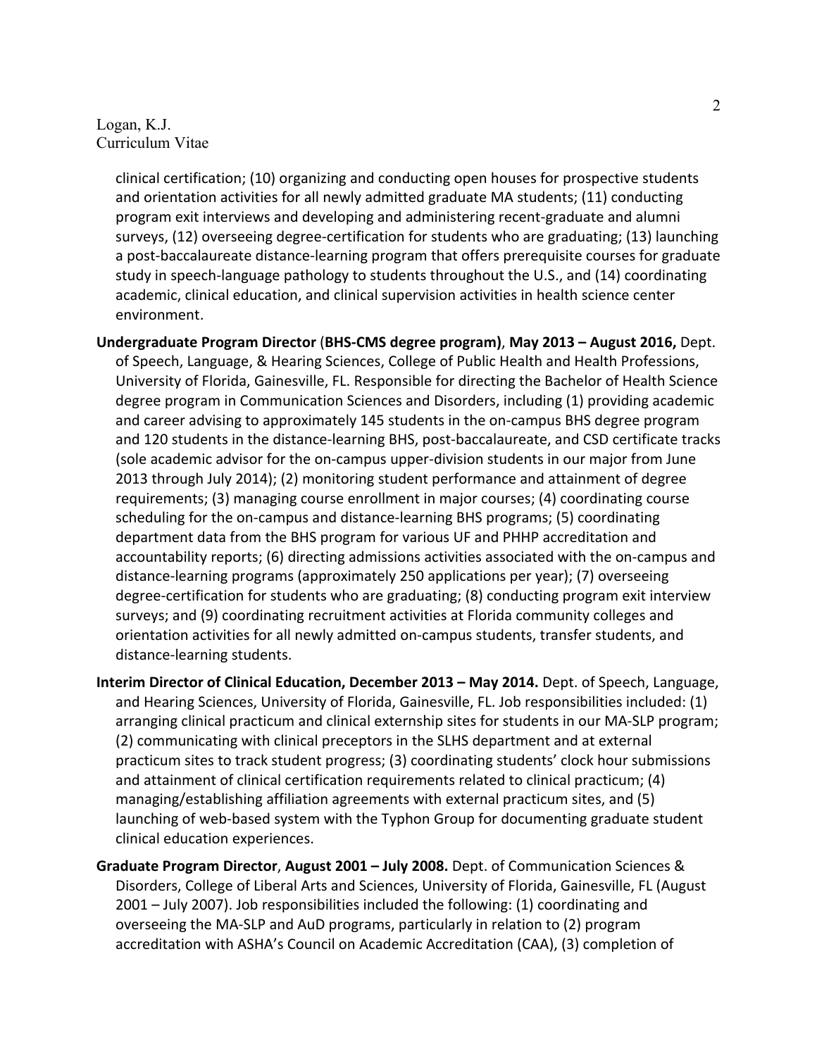clinical certification; (10) organizing and conducting open houses for prospective students and orientation activities for all newly admitted graduate MA students; (11) conducting program exit interviews and developing and administering recent-graduate and alumni surveys, (12) overseeing degree-certification for students who are graduating; (13) launching a post-baccalaureate distance-learning program that offers prerequisite courses for graduate study in speech-language pathology to students throughout the U.S., and (14) coordinating academic, clinical education, and clinical supervision activities in health science center environment.

**Undergraduate Program Director** (**BHS-CMS degree program)**, **May 2013 – August 2016,** Dept. of Speech, Language, & Hearing Sciences, College of Public Health and Health Professions, University of Florida, Gainesville, FL. Responsible for directing the Bachelor of Health Science degree program in Communication Sciences and Disorders, including (1) providing academic and career advising to approximately 145 students in the on-campus BHS degree program and 120 students in the distance-learning BHS, post-baccalaureate, and CSD certificate tracks (sole academic advisor for the on-campus upper-division students in our major from June 2013 through July 2014); (2) monitoring student performance and attainment of degree requirements; (3) managing course enrollment in major courses; (4) coordinating course scheduling for the on-campus and distance-learning BHS programs; (5) coordinating department data from the BHS program for various UF and PHHP accreditation and accountability reports; (6) directing admissions activities associated with the on-campus and distance-learning programs (approximately 250 applications per year); (7) overseeing degree-certification for students who are graduating; (8) conducting program exit interview surveys; and (9) coordinating recruitment activities at Florida community colleges and orientation activities for all newly admitted on-campus students, transfer students, and distance-learning students.

**Interim Director of Clinical Education, December 2013 – May 2014.** Dept. of Speech, Language, and Hearing Sciences, University of Florida, Gainesville, FL. Job responsibilities included: (1) arranging clinical practicum and clinical externship sites for students in our MA-SLP program; (2) communicating with clinical preceptors in the SLHS department and at external practicum sites to track student progress; (3) coordinating students' clock hour submissions and attainment of clinical certification requirements related to clinical practicum; (4) managing/establishing affiliation agreements with external practicum sites, and (5) launching of web-based system with the Typhon Group for documenting graduate student clinical education experiences.

**Graduate Program Director**, **August 2001 – July 2008.** Dept. of Communication Sciences & Disorders, College of Liberal Arts and Sciences, University of Florida, Gainesville, FL (August 2001 – July 2007). Job responsibilities included the following: (1) coordinating and overseeing the MA-SLP and AuD programs, particularly in relation to (2) program accreditation with ASHA's Council on Academic Accreditation (CAA), (3) completion of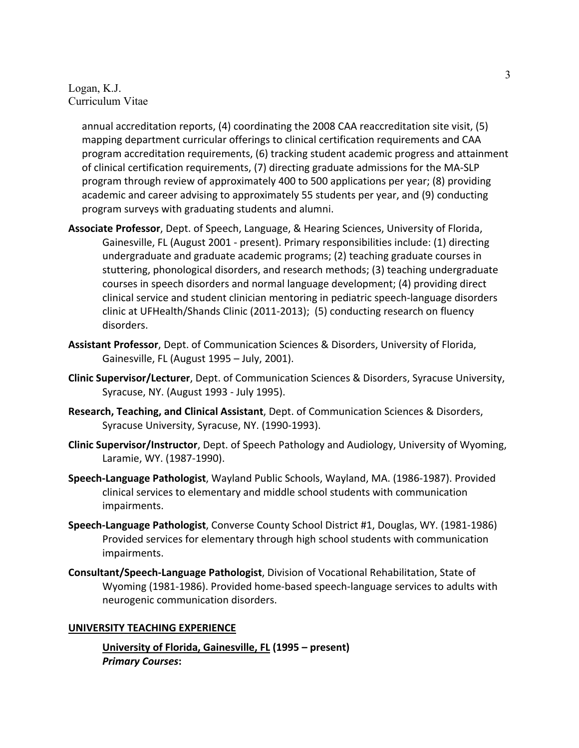annual accreditation reports, (4) coordinating the 2008 CAA reaccreditation site visit, (5) mapping department curricular offerings to clinical certification requirements and CAA program accreditation requirements, (6) tracking student academic progress and attainment of clinical certification requirements, (7) directing graduate admissions for the MA-SLP program through review of approximately 400 to 500 applications per year; (8) providing academic and career advising to approximately 55 students per year, and (9) conducting program surveys with graduating students and alumni.

**Associate Professor**, Dept. of Speech, Language, & Hearing Sciences, University of Florida, Gainesville, FL (August 2001 - present). Primary responsibilities include: (1) directing undergraduate and graduate academic programs; (2) teaching graduate courses in stuttering, phonological disorders, and research methods; (3) teaching undergraduate courses in speech disorders and normal language development; (4) providing direct clinical service and student clinician mentoring in pediatric speech-language disorders clinic at UFHealth/Shands Clinic (2011-2013); (5) conducting research on fluency disorders.

**Assistant Professor**, Dept. of Communication Sciences & Disorders, University of Florida, Gainesville, FL (August 1995 – July, 2001).

**Clinic Supervisor/Lecturer**, Dept. of Communication Sciences & Disorders, Syracuse University, Syracuse, NY. (August 1993 - July 1995).

**Research, Teaching, and Clinical Assistant**, Dept. of Communication Sciences & Disorders, Syracuse University, Syracuse, NY. (1990-1993).

**Clinic Supervisor/Instructor**, Dept. of Speech Pathology and Audiology, University of Wyoming, Laramie, WY. (1987-1990).

**Speech-Language Pathologist**, Wayland Public Schools, Wayland, MA. (1986-1987). Provided clinical services to elementary and middle school students with communication impairments.

**Speech-Language Pathologist**, Converse County School District #1, Douglas, WY. (1981-1986) Provided services for elementary through high school students with communication impairments.

**Consultant/Speech-Language Pathologist**, Division of Vocational Rehabilitation, State of Wyoming (1981-1986). Provided home-based speech-language services to adults with neurogenic communication disorders.

## UNIVERSITY TEACHING EXPERIENCE

**University of Florida, Gainesville, FL (1995 – present)**
***Primary Courses*:**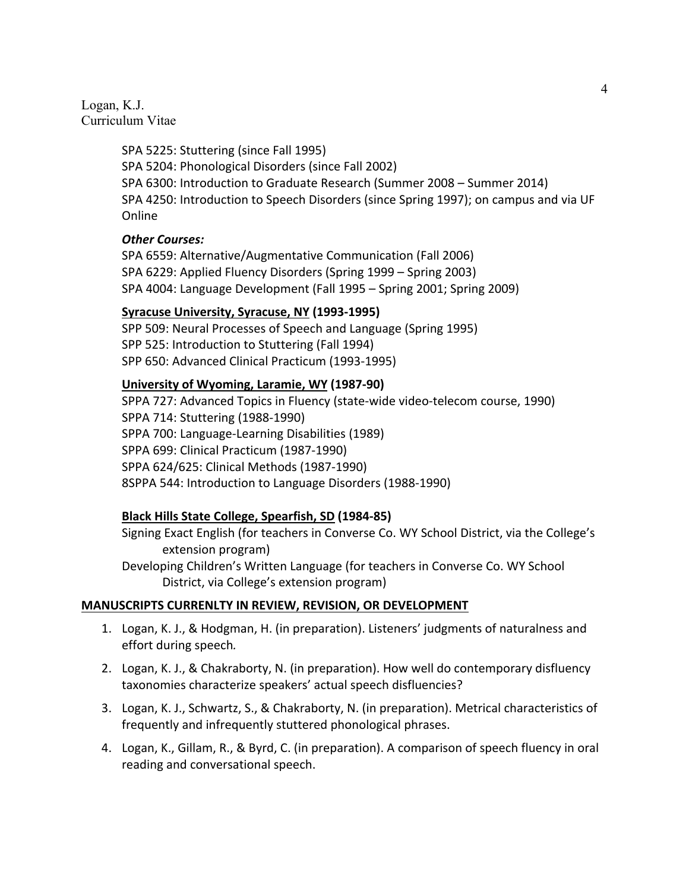SPA 5225: Stuttering (since Fall 1995)
SPA 5204: Phonological Disorders (since Fall 2002)
SPA 6300: Introduction to Graduate Research (Summer 2008 – Summer 2014)
SPA 4250: Introduction to Speech Disorders (since Spring 1997); on campus and via UF Online

***Other Courses:***

SPA 6559: Alternative/Augmentative Communication (Fall 2006)
SPA 6229: Applied Fluency Disorders (Spring 1999 – Spring 2003)
SPA 4004: Language Development (Fall 1995 – Spring 2001; Spring 2009)

**Syracuse University, Syracuse, NY (1993-1995)**

SPP 509: Neural Processes of Speech and Language (Spring 1995)
SPP 525: Introduction to Stuttering (Fall 1994)
SPP 650: Advanced Clinical Practicum (1993-1995)

**University of Wyoming, Laramie, WY (1987-90)**

SPPA 727: Advanced Topics in Fluency (state-wide video-telecom course, 1990)
SPPA 714: Stuttering (1988-1990)
SPPA 700: Language-Learning Disabilities (1989)
SPPA 699: Clinical Practicum (1987-1990)
SPPA 624/625: Clinical Methods (1987-1990)
8SPPA 544: Introduction to Language Disorders (1988-1990)

**Black Hills State College, Spearfish, SD (1984-85)**

Signing Exact English (for teachers in Converse Co. WY School District, via the College's extension program)
Developing Children's Written Language (for teachers in Converse Co. WY School District, via College's extension program)

## MANUSCRIPTS CURRENLTY IN REVIEW, REVISION, OR DEVELOPMENT

1. Logan, K. J., & Hodgman, H. (in preparation). Listeners' judgments of naturalness and effort during speech*.*
2. Logan, K. J., & Chakraborty, N. (in preparation). How well do contemporary disfluency taxonomies characterize speakers' actual speech disfluencies?
3. Logan, K. J., Schwartz, S., & Chakraborty, N. (in preparation). Metrical characteristics of frequently and infrequently stuttered phonological phrases.
4. Logan, K., Gillam, R., & Byrd, C. (in preparation). A comparison of speech fluency in oral reading and conversational speech.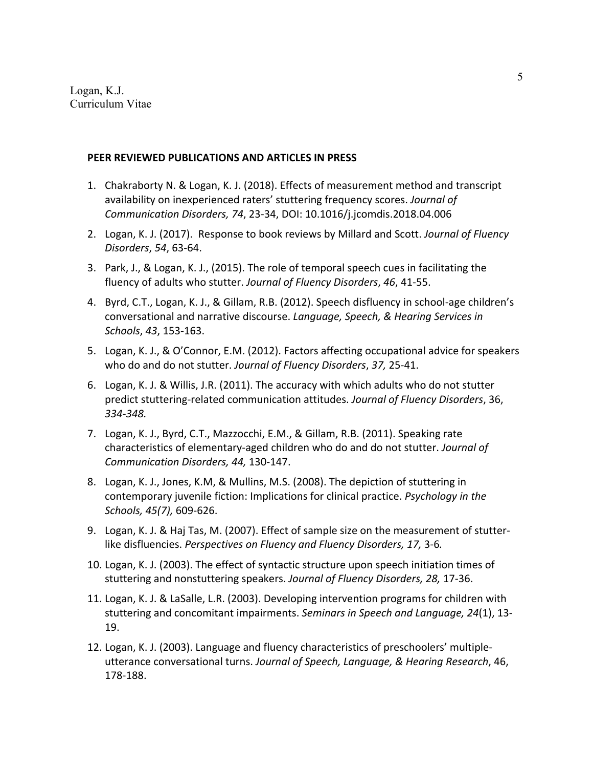**PEER REVIEWED PUBLICATIONS AND ARTICLES IN PRESS**

1. Chakraborty N. & Logan, K. J. (2018). Effects of measurement method and transcript availability on inexperienced raters' stuttering frequency scores. *Journal of Communication Disorders, 74*, 23-34, DOI: 10.1016/j.jcomdis.2018.04.006
2. Logan, K. J. (2017). Response to book reviews by Millard and Scott. *Journal of Fluency Disorders*, *54*, 63-64.
3. Park, J., & Logan, K. J., (2015). The role of temporal speech cues in facilitating the fluency of adults who stutter. *Journal of Fluency Disorders*, *46*, 41-55.
4. Byrd, C.T., Logan, K. J., & Gillam, R.B. (2012). Speech disfluency in school-age children's conversational and narrative discourse. *Language, Speech, & Hearing Services in Schools*, *43*, 153-163.
5. Logan, K. J., & O'Connor, E.M. (2012). Factors affecting occupational advice for speakers who do and do not stutter. *Journal of Fluency Disorders*, *37,* 25-41.
6. Logan, K. J. & Willis, J.R. (2011). The accuracy with which adults who do not stutter predict stuttering-related communication attitudes. *Journal of Fluency Disorders*, 36, *334-348.*
7. Logan, K. J., Byrd, C.T., Mazzocchi, E.M., & Gillam, R.B. (2011). Speaking rate characteristics of elementary-aged children who do and do not stutter. *Journal of Communication Disorders, 44,* 130-147.
8. Logan, K. J., Jones, K.M, & Mullins, M.S. (2008). The depiction of stuttering in contemporary juvenile fiction: Implications for clinical practice. *Psychology in the Schools, 45(7),* 609-626.
9. Logan, K. J. & Haj Tas, M. (2007). Effect of sample size on the measurement of stutter-like disfluencies. *Perspectives on Fluency and Fluency Disorders, 17,* 3-6*.*
10. Logan, K. J. (2003). The effect of syntactic structure upon speech initiation times of stuttering and nonstuttering speakers. *Journal of Fluency Disorders, 28,* 17-36.
11. Logan, K. J. & LaSalle, L.R. (2003). Developing intervention programs for children with stuttering and concomitant impairments. *Seminars in Speech and Language, 24*(1), 13-19.
12. Logan, K. J. (2003). Language and fluency characteristics of preschoolers' multiple-utterance conversational turns. *Journal of Speech, Language, & Hearing Research*, 46, 178-188.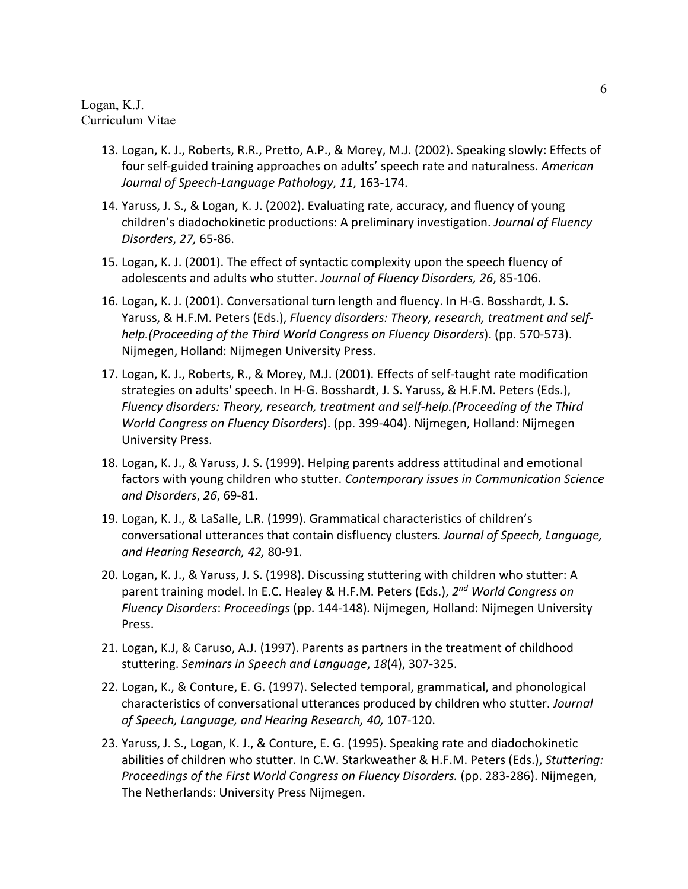13. Logan, K. J., Roberts, R.R., Pretto, A.P., & Morey, M.J. (2002). Speaking slowly: Effects of four self-guided training approaches on adults' speech rate and naturalness. *American Journal of Speech-Language Pathology*, *11*, 163-174.

14. Yaruss, J. S., & Logan, K. J. (2002). Evaluating rate, accuracy, and fluency of young children's diadochokinetic productions: A preliminary investigation. *Journal of Fluency Disorders*, *27,* 65-86.

15. Logan, K. J. (2001). The effect of syntactic complexity upon the speech fluency of adolescents and adults who stutter. *Journal of Fluency Disorders, 26*, 85-106.

16. Logan, K. J. (2001). Conversational turn length and fluency. In H-G. Bosshardt, J. S. Yaruss, & H.F.M. Peters (Eds.), *Fluency disorders: Theory, research, treatment and self-help.(Proceeding of the Third World Congress on Fluency Disorders*). (pp. 570-573). Nijmegen, Holland: Nijmegen University Press.

17. Logan, K. J., Roberts, R., & Morey, M.J. (2001). Effects of self-taught rate modification strategies on adults' speech. In H-G. Bosshardt, J. S. Yaruss, & H.F.M. Peters (Eds.), *Fluency disorders: Theory, research, treatment and self-help.(Proceeding of the Third World Congress on Fluency Disorders*). (pp. 399-404). Nijmegen, Holland: Nijmegen University Press.

18. Logan, K. J., & Yaruss, J. S. (1999). Helping parents address attitudinal and emotional factors with young children who stutter. *Contemporary issues in Communication Science and Disorders*, *26*, 69-81.

19. Logan, K. J., & LaSalle, L.R. (1999). Grammatical characteristics of children's conversational utterances that contain disfluency clusters. *Journal of Speech, Language, and Hearing Research, 42,* 80-91*.*

20. Logan, K. J., & Yaruss, J. S. (1998). Discussing stuttering with children who stutter: A parent training model. In E.C. Healey & H.F.M. Peters (Eds.), *2nd World Congress on Fluency Disorders*: *Proceedings* (pp. 144-148)*.* Nijmegen, Holland: Nijmegen University Press.

21. Logan, K.J, & Caruso, A.J. (1997). Parents as partners in the treatment of childhood stuttering. *Seminars in Speech and Language*, *18*(4), 307-325.

22. Logan, K., & Conture, E. G. (1997). Selected temporal, grammatical, and phonological characteristics of conversational utterances produced by children who stutter. *Journal of Speech, Language, and Hearing Research, 40,* 107-120.

23. Yaruss, J. S., Logan, K. J., & Conture, E. G. (1995). Speaking rate and diadochokinetic abilities of children who stutter. In C.W. Starkweather & H.F.M. Peters (Eds.), *Stuttering: Proceedings of the First World Congress on Fluency Disorders.* (pp. 283-286). Nijmegen, The Netherlands: University Press Nijmegen.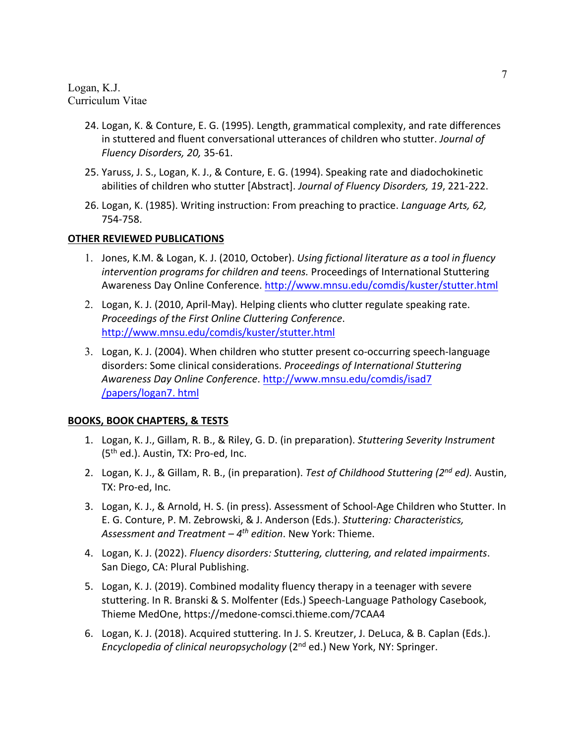24. Logan, K. & Conture, E. G. (1995). Length, grammatical complexity, and rate differences in stuttered and fluent conversational utterances of children who stutter. *Journal of Fluency Disorders, 20,* 35-61.

25. Yaruss, J. S., Logan, K. J., & Conture, E. G. (1994). Speaking rate and diadochokinetic abilities of children who stutter [Abstract]. *Journal of Fluency Disorders, 19*, 221-222.

26. Logan, K. (1985). Writing instruction: From preaching to practice. *Language Arts, 62,* 754-758.

**OTHER REVIEWED PUBLICATIONS**

1. Jones, K.M. & Logan, K. J. (2010, October). *Using fictional literature as a tool in fluency intervention programs for children and teens.* Proceedings of International Stuttering Awareness Day Online Conference. http://www.mnsu.edu/comdis/kuster/stutter.html

2. Logan, K. J. (2010, April-May). Helping clients who clutter regulate speaking rate. *Proceedings of the First Online Cluttering Conference*. http://www.mnsu.edu/comdis/kuster/stutter.html

3. Logan, K. J. (2004). When children who stutter present co-occurring speech-language disorders: Some clinical considerations. *Proceedings of International Stuttering Awareness Day Online Conference*. http://www.mnsu.edu/comdis/isad7/papers/logan7. html

**BOOKS, BOOK CHAPTERS, & TESTS**

1. Logan, K. J., Gillam, R. B., & Riley, G. D. (in preparation). *Stuttering Severity Instrument* (5th ed.). Austin, TX: Pro-ed, Inc.

2. Logan, K. J., & Gillam, R. B., (in preparation). *Test of Childhood Stuttering (2nd ed).* Austin, TX: Pro-ed, Inc.

3. Logan, K. J., & Arnold, H. S. (in press). Assessment of School-Age Children who Stutter. In E. G. Conture, P. M. Zebrowski, & J. Anderson (Eds.). *Stuttering: Characteristics, Assessment and Treatment – 4th edition*. New York: Thieme.

4. Logan, K. J. (2022). *Fluency disorders: Stuttering, cluttering, and related impairments*. San Diego, CA: Plural Publishing.

5. Logan, K. J. (2019). Combined modality fluency therapy in a teenager with severe stuttering. In R. Branski & S. Molfenter (Eds.) Speech-Language Pathology Casebook, Thieme MedOne, https://medone-comsci.thieme.com/7CAA4

6. Logan, K. J. (2018). Acquired stuttering. In J. S. Kreutzer, J. DeLuca, & B. Caplan (Eds.). *Encyclopedia of clinical neuropsychology* (2nd ed.) New York, NY: Springer.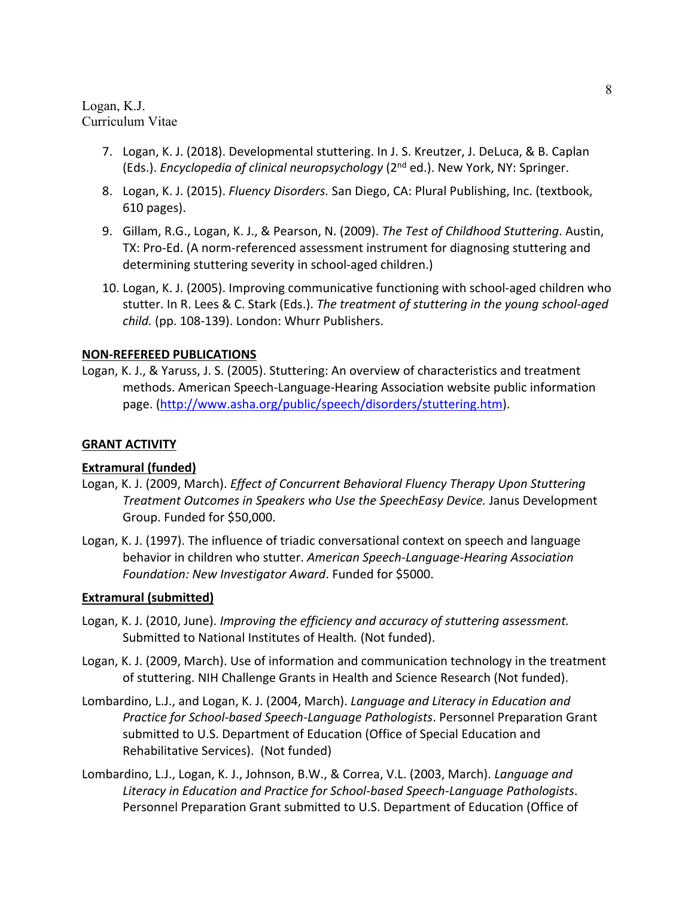7. Logan, K. J. (2018). Developmental stuttering. In J. S. Kreutzer, J. DeLuca, & B. Caplan (Eds.). *Encyclopedia of clinical neuropsychology* (2nd ed.). New York, NY: Springer.

8. Logan, K. J. (2015). *Fluency Disorders.* San Diego, CA: Plural Publishing, Inc. (textbook, 610 pages).

9. Gillam, R.G., Logan, K. J., & Pearson, N. (2009). *The Test of Childhood Stuttering*. Austin, TX: Pro-Ed. (A norm-referenced assessment instrument for diagnosing stuttering and determining stuttering severity in school-aged children.)

10. Logan, K. J. (2005). Improving communicative functioning with school-aged children who stutter. In R. Lees & C. Stark (Eds.). *The treatment of stuttering in the young school-aged child.* (pp. 108-139). London: Whurr Publishers.

**NON-REFEREED PUBLICATIONS**

Logan, K. J., & Yaruss, J. S. (2005). Stuttering: An overview of characteristics and treatment methods. American Speech-Language-Hearing Association website public information page. (http://www.asha.org/public/speech/disorders/stuttering.htm).

**GRANT ACTIVITY**

**Extramural (funded)**

Logan, K. J. (2009, March). *Effect of Concurrent Behavioral Fluency Therapy Upon Stuttering Treatment Outcomes in Speakers who Use the SpeechEasy Device.* Janus Development Group. Funded for $50,000.

Logan, K. J. (1997). The influence of triadic conversational context on speech and language behavior in children who stutter. *American Speech-Language-Hearing Association Foundation: New Investigator Award*. Funded for $5000.

**Extramural (submitted)**

Logan, K. J. (2010, June). *Improving the efficiency and accuracy of stuttering assessment.* Submitted to National Institutes of Health. (Not funded).

Logan, K. J. (2009, March). Use of information and communication technology in the treatment of stuttering. NIH Challenge Grants in Health and Science Research (Not funded).

Lombardino, L.J., and Logan, K. J. (2004, March). *Language and Literacy in Education and Practice for School-based Speech-Language Pathologists*. Personnel Preparation Grant submitted to U.S. Department of Education (Office of Special Education and Rehabilitative Services). (Not funded)

Lombardino, L.J., Logan, K. J., Johnson, B.W., & Correa, V.L. (2003, March). *Language and Literacy in Education and Practice for School-based Speech-Language Pathologists*. Personnel Preparation Grant submitted to U.S. Department of Education (Office of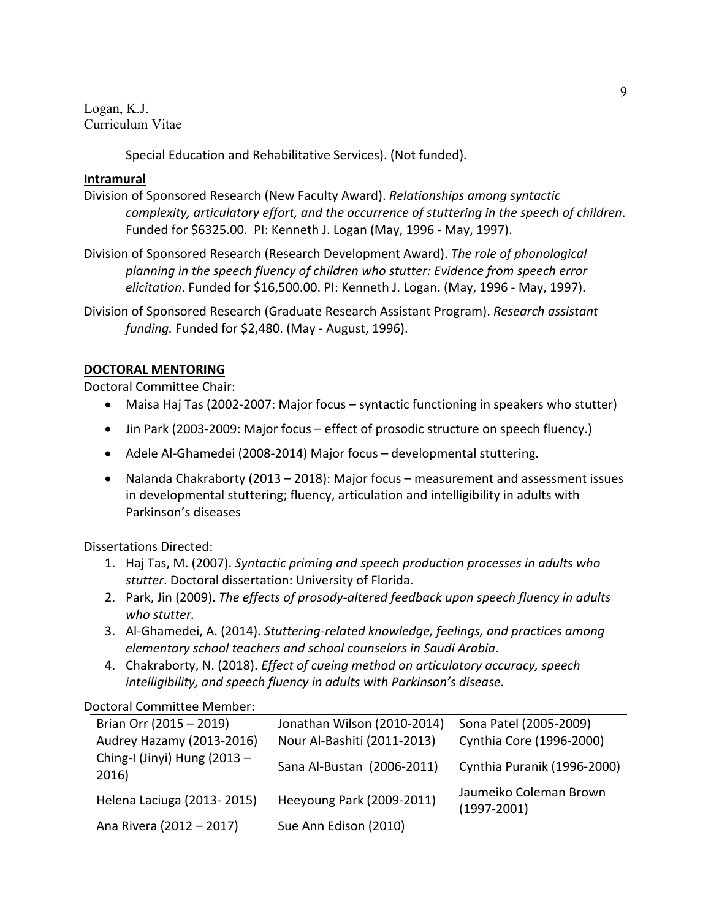Special Education and Rehabilitative Services). (Not funded).

**Intramural**

Division of Sponsored Research (New Faculty Award). *Relationships among syntactic complexity, articulatory effort, and the occurrence of stuttering in the speech of children*. Funded for $6325.00. PI: Kenneth J. Logan (May, 1996 - May, 1997).

Division of Sponsored Research (Research Development Award). *The role of phonological planning in the speech fluency of children who stutter: Evidence from speech error elicitation*. Funded for $16,500.00. PI: Kenneth J. Logan. (May, 1996 - May, 1997).

Division of Sponsored Research (Graduate Research Assistant Program). *Research assistant funding.* Funded for $2,480. (May - August, 1996).

## DOCTORAL MENTORING

Doctoral Committee Chair:

- Maisa Haj Tas (2002-2007: Major focus – syntactic functioning in speakers who stutter)
- Jin Park (2003-2009: Major focus – effect of prosodic structure on speech fluency.)
- Adele Al-Ghamedei (2008-2014) Major focus – developmental stuttering.
- Nalanda Chakraborty (2013 – 2018): Major focus – measurement and assessment issues in developmental stuttering; fluency, articulation and intelligibility in adults with Parkinson's diseases

Dissertations Directed:

1. Haj Tas, M. (2007). *Syntactic priming and speech production processes in adults who stutter*. Doctoral dissertation: University of Florida.
2. Park, Jin (2009). *The effects of prosody-altered feedback upon speech fluency in adults who stutter.*
3. Al-Ghamedei, A. (2014). *Stuttering-related knowledge, feelings, and practices among elementary school teachers and school counselors in Saudi Arabia*.
4. Chakraborty, N. (2018). *Effect of cueing method on articulatory accuracy, speech intelligibility, and speech fluency in adults with Parkinson's disease.*

Doctoral Committee Member:

| | | |
|---|---|---|
| Brian Orr (2015 – 2019) | Jonathan Wilson (2010-2014) | Sona Patel (2005-2009) |
| Audrey Hazamy (2013-2016) | Nour Al-Bashiti (2011-2013) | Cynthia Core (1996-2000) |
| Ching-I (Jinyi) Hung (2013 – 2016) | Sana Al-Bustan (2006-2011) | Cynthia Puranik (1996-2000) |
| Helena Laciuga (2013- 2015) | Heeyoung Park (2009-2011) | Jaumeiko Coleman Brown (1997-2001) |
| Ana Rivera (2012 – 2017) | Sue Ann Edison (2010) | |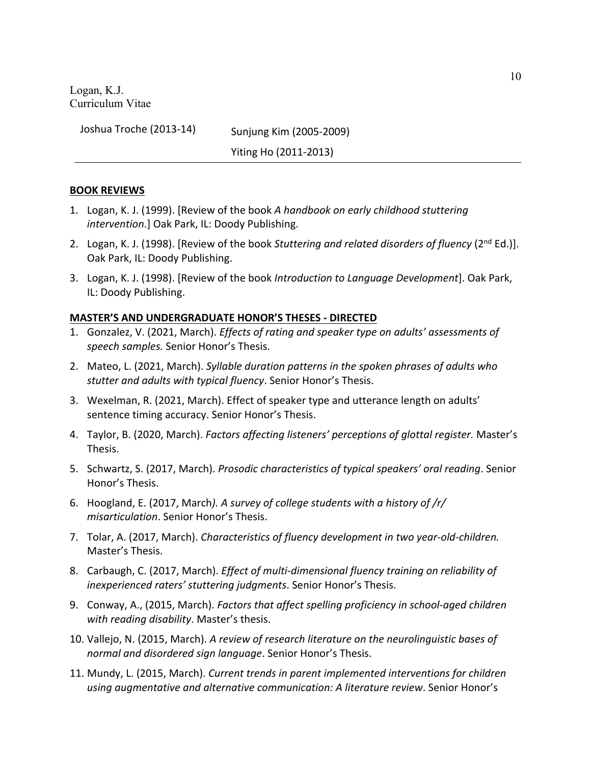| Joshua Troche (2013-14) | Sunjung Kim (2005-2009) |
| --- | --- |
| | Yiting Ho (2011-2013) |

## BOOK REVIEWS

1. Logan, K. J. (1999). [Review of the book *A handbook on early childhood stuttering intervention*.] Oak Park, IL: Doody Publishing.
2. Logan, K. J. (1998). [Review of the book *Stuttering and related disorders of fluency* (2nd Ed.)]. Oak Park, IL: Doody Publishing.
3. Logan, K. J. (1998). [Review of the book *Introduction to Language Development*]. Oak Park, IL: Doody Publishing.

## MASTER'S AND UNDERGRADUATE HONOR'S THESES - DIRECTED

1. Gonzalez, V. (2021, March). *Effects of rating and speaker type on adults' assessments of speech samples.* Senior Honor's Thesis.
2. Mateo, L. (2021, March). *Syllable duration patterns in the spoken phrases of adults who stutter and adults with typical fluency*. Senior Honor's Thesis.
3. Wexelman, R. (2021, March). Effect of speaker type and utterance length on adults' sentence timing accuracy. Senior Honor's Thesis.
4. Taylor, B. (2020, March). *Factors affecting listeners' perceptions of glottal register.* Master's Thesis.
5. Schwartz, S. (2017, March). *Prosodic characteristics of typical speakers' oral reading*. Senior Honor's Thesis.
6. Hoogland, E. (2017, March*). A survey of college students with a history of /r/ misarticulation*. Senior Honor's Thesis.
7. Tolar, A. (2017, March). *Characteristics of fluency development in two year-old-children.* Master's Thesis.
8. Carbaugh, C. (2017, March). *Effect of multi-dimensional fluency training on reliability of inexperienced raters' stuttering judgments*. Senior Honor's Thesis.
9. Conway, A., (2015, March). *Factors that affect spelling proficiency in school-aged children with reading disability*. Master's thesis.
10. Vallejo, N. (2015, March). *A review of research literature on the neurolinguistic bases of normal and disordered sign language*. Senior Honor's Thesis.
11. Mundy, L. (2015, March). *Current trends in parent implemented interventions for children using augmentative and alternative communication: A literature review*. Senior Honor's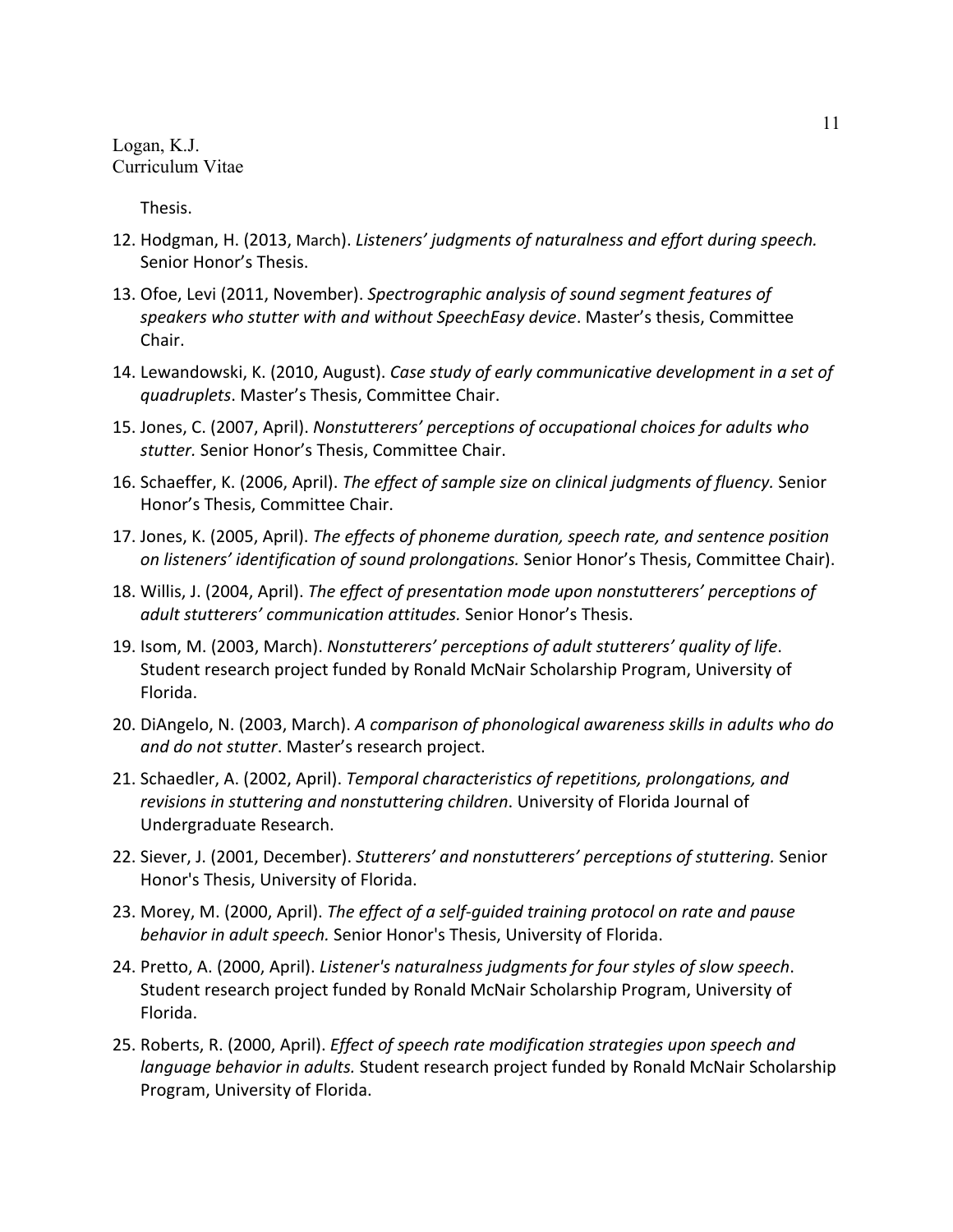Thesis.

12. Hodgman, H. (2013, March). *Listeners' judgments of naturalness and effort during speech.* Senior Honor's Thesis.
13. Ofoe, Levi (2011, November). *Spectrographic analysis of sound segment features of speakers who stutter with and without SpeechEasy device*. Master's thesis, Committee Chair.
14. Lewandowski, K. (2010, August). *Case study of early communicative development in a set of quadruplets*. Master's Thesis, Committee Chair.
15. Jones, C. (2007, April). *Nonstutterers' perceptions of occupational choices for adults who stutter.* Senior Honor's Thesis, Committee Chair.
16. Schaeffer, K. (2006, April). *The effect of sample size on clinical judgments of fluency.* Senior Honor's Thesis, Committee Chair.
17. Jones, K. (2005, April). *The effects of phoneme duration, speech rate, and sentence position on listeners' identification of sound prolongations.* Senior Honor's Thesis, Committee Chair).
18. Willis, J. (2004, April). *The effect of presentation mode upon nonstutterers' perceptions of adult stutterers' communication attitudes.* Senior Honor's Thesis.
19. Isom, M. (2003, March). *Nonstutterers' perceptions of adult stutterers' quality of life*. Student research project funded by Ronald McNair Scholarship Program, University of Florida.
20. DiAngelo, N. (2003, March). *A comparison of phonological awareness skills in adults who do and do not stutter*. Master's research project.
21. Schaedler, A. (2002, April). *Temporal characteristics of repetitions, prolongations, and revisions in stuttering and nonstuttering children*. University of Florida Journal of Undergraduate Research.
22. Siever, J. (2001, December). *Stutterers' and nonstutterers' perceptions of stuttering.* Senior Honor's Thesis, University of Florida.
23. Morey, M. (2000, April). *The effect of a self-guided training protocol on rate and pause behavior in adult speech.* Senior Honor's Thesis, University of Florida.
24. Pretto, A. (2000, April). *Listener's naturalness judgments for four styles of slow speech*. Student research project funded by Ronald McNair Scholarship Program, University of Florida.
25. Roberts, R. (2000, April). *Effect of speech rate modification strategies upon speech and language behavior in adults.* Student research project funded by Ronald McNair Scholarship Program, University of Florida.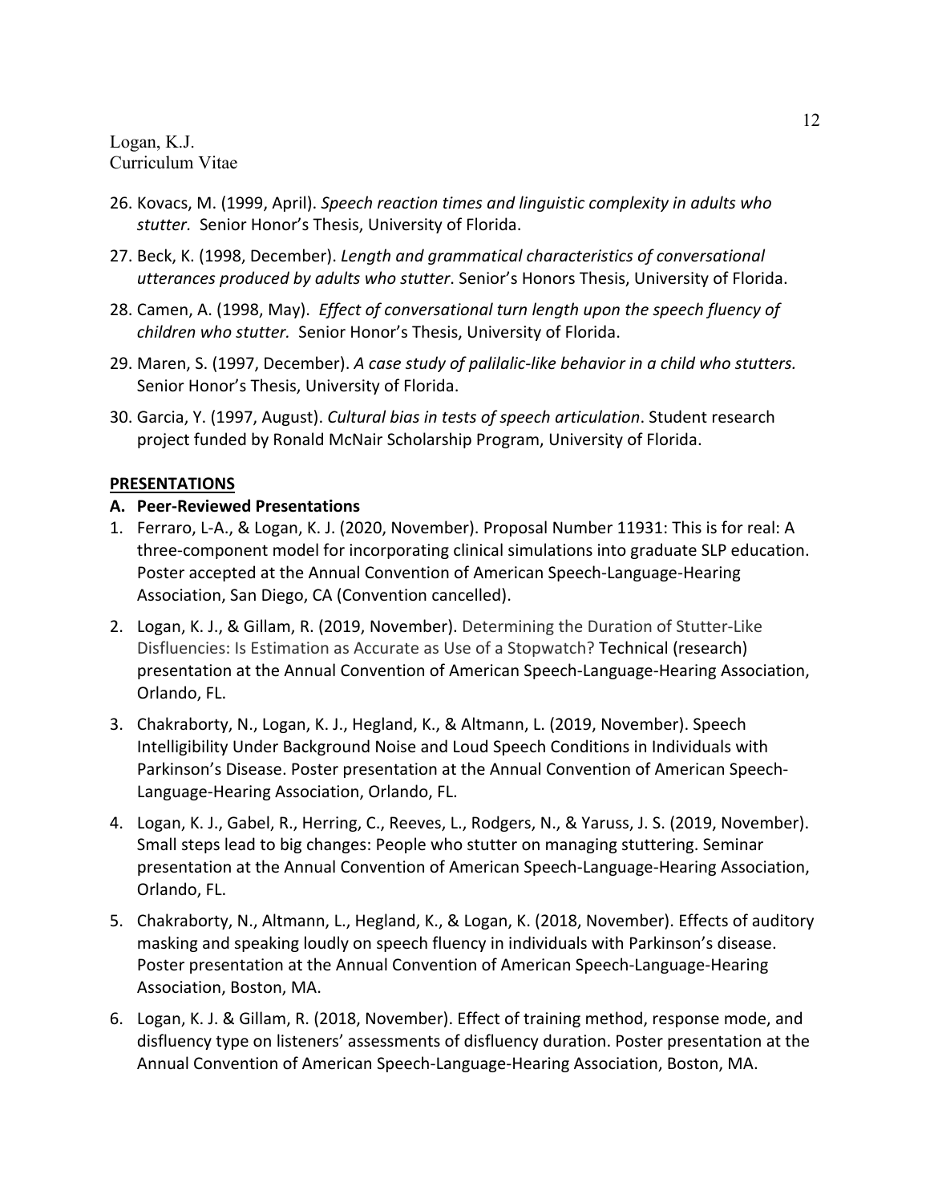26. Kovacs, M. (1999, April). *Speech reaction times and linguistic complexity in adults who stutter.* Senior Honor's Thesis, University of Florida.

27. Beck, K. (1998, December). *Length and grammatical characteristics of conversational utterances produced by adults who stutter*. Senior's Honors Thesis, University of Florida.

28. Camen, A. (1998, May). *Effect of conversational turn length upon the speech fluency of children who stutter.* Senior Honor's Thesis, University of Florida.

29. Maren, S. (1997, December). *A case study of palilalic-like behavior in a child who stutters.* Senior Honor's Thesis, University of Florida.

30. Garcia, Y. (1997, August). *Cultural bias in tests of speech articulation*. Student research project funded by Ronald McNair Scholarship Program, University of Florida.

## PRESENTATIONS

### A. Peer-Reviewed Presentations

1. Ferraro, L-A., & Logan, K. J. (2020, November). Proposal Number 11931: This is for real: A three-component model for incorporating clinical simulations into graduate SLP education. Poster accepted at the Annual Convention of American Speech-Language-Hearing Association, San Diego, CA (Convention cancelled).

2. Logan, K. J., & Gillam, R. (2019, November). Determining the Duration of Stutter-Like Disfluencies: Is Estimation as Accurate as Use of a Stopwatch? Technical (research) presentation at the Annual Convention of American Speech-Language-Hearing Association, Orlando, FL.

3. Chakraborty, N., Logan, K. J., Hegland, K., & Altmann, L. (2019, November). Speech Intelligibility Under Background Noise and Loud Speech Conditions in Individuals with Parkinson's Disease. Poster presentation at the Annual Convention of American Speech-Language-Hearing Association, Orlando, FL.

4. Logan, K. J., Gabel, R., Herring, C., Reeves, L., Rodgers, N., & Yaruss, J. S. (2019, November). Small steps lead to big changes: People who stutter on managing stuttering. Seminar presentation at the Annual Convention of American Speech-Language-Hearing Association, Orlando, FL.

5. Chakraborty, N., Altmann, L., Hegland, K., & Logan, K. (2018, November). Effects of auditory masking and speaking loudly on speech fluency in individuals with Parkinson's disease. Poster presentation at the Annual Convention of American Speech-Language-Hearing Association, Boston, MA.

6. Logan, K. J. & Gillam, R. (2018, November). Effect of training method, response mode, and disfluency type on listeners' assessments of disfluency duration. Poster presentation at the Annual Convention of American Speech-Language-Hearing Association, Boston, MA.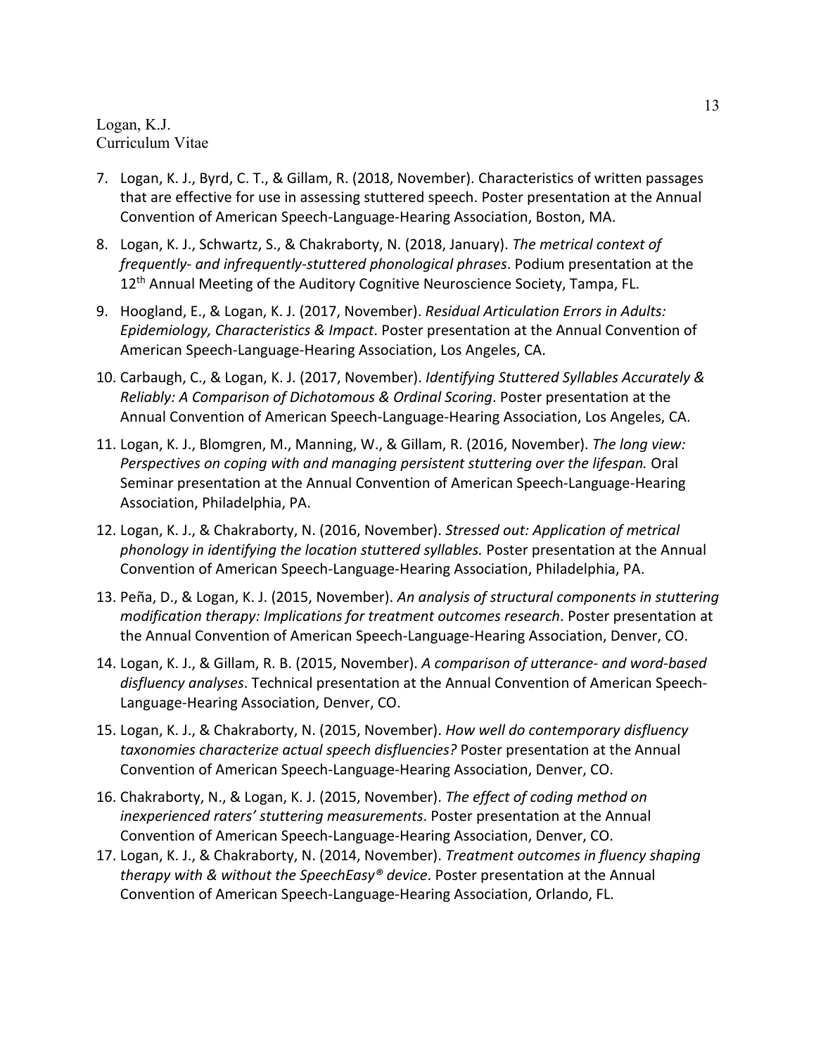7. Logan, K. J., Byrd, C. T., & Gillam, R. (2018, November). Characteristics of written passages that are effective for use in assessing stuttered speech. Poster presentation at the Annual Convention of American Speech-Language-Hearing Association, Boston, MA.

8. Logan, K. J., Schwartz, S., & Chakraborty, N. (2018, January). *The metrical context of frequently- and infrequently-stuttered phonological phrases*. Podium presentation at the 12th Annual Meeting of the Auditory Cognitive Neuroscience Society, Tampa, FL.

9. Hoogland, E., & Logan, K. J. (2017, November). *Residual Articulation Errors in Adults: Epidemiology, Characteristics & Impact*. Poster presentation at the Annual Convention of American Speech-Language-Hearing Association, Los Angeles, CA.

10. Carbaugh, C., & Logan, K. J. (2017, November). *Identifying Stuttered Syllables Accurately & Reliably: A Comparison of Dichotomous & Ordinal Scoring*. Poster presentation at the Annual Convention of American Speech-Language-Hearing Association, Los Angeles, CA.

11. Logan, K. J., Blomgren, M., Manning, W., & Gillam, R. (2016, November). *The long view: Perspectives on coping with and managing persistent stuttering over the lifespan.* Oral Seminar presentation at the Annual Convention of American Speech-Language-Hearing Association, Philadelphia, PA.

12. Logan, K. J., & Chakraborty, N. (2016, November). *Stressed out: Application of metrical phonology in identifying the location stuttered syllables.* Poster presentation at the Annual Convention of American Speech-Language-Hearing Association, Philadelphia, PA.

13. Peña, D., & Logan, K. J. (2015, November). *An analysis of structural components in stuttering modification therapy: Implications for treatment outcomes research*. Poster presentation at the Annual Convention of American Speech-Language-Hearing Association, Denver, CO.

14. Logan, K. J., & Gillam, R. B. (2015, November). *A comparison of utterance- and word-based disfluency analyses*. Technical presentation at the Annual Convention of American Speech-Language-Hearing Association, Denver, CO.

15. Logan, K. J., & Chakraborty, N. (2015, November). *How well do contemporary disfluency taxonomies characterize actual speech disfluencies?* Poster presentation at the Annual Convention of American Speech-Language-Hearing Association, Denver, CO.

16. Chakraborty, N., & Logan, K. J. (2015, November). *The effect of coding method on inexperienced raters' stuttering measurements*. Poster presentation at the Annual Convention of American Speech-Language-Hearing Association, Denver, CO.

17. Logan, K. J., & Chakraborty, N. (2014, November). *Treatment outcomes in fluency shaping therapy with & without the SpeechEasy® device*. Poster presentation at the Annual Convention of American Speech-Language-Hearing Association, Orlando, FL.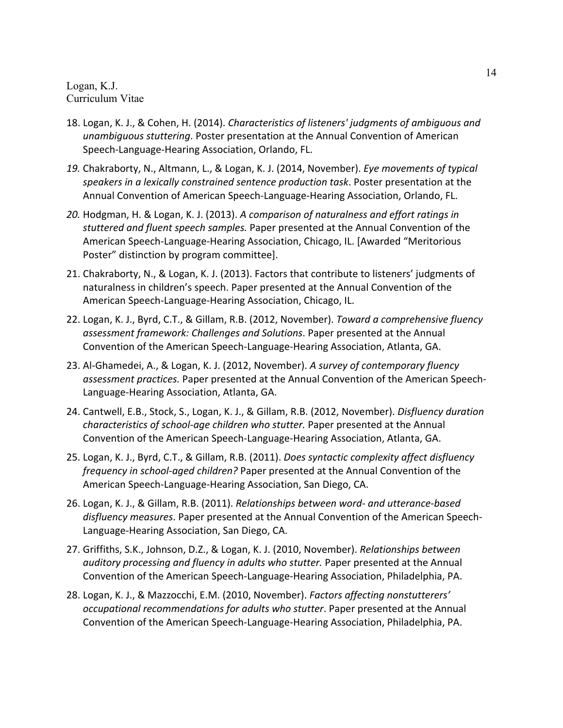18. Logan, K. J., & Cohen, H. (2014). *Characteristics of listeners' judgments of ambiguous and unambiguous stuttering*. Poster presentation at the Annual Convention of American Speech-Language-Hearing Association, Orlando, FL.

19. Chakraborty, N., Altmann, L., & Logan, K. J. (2014, November). *Eye movements of typical speakers in a lexically constrained sentence production task*. Poster presentation at the Annual Convention of American Speech-Language-Hearing Association, Orlando, FL.

20. Hodgman, H. & Logan, K. J. (2013). *A comparison of naturalness and effort ratings in stuttered and fluent speech samples.* Paper presented at the Annual Convention of the American Speech-Language-Hearing Association, Chicago, IL. [Awarded "Meritorious Poster" distinction by program committee].

21. Chakraborty, N., & Logan, K. J. (2013). Factors that contribute to listeners' judgments of naturalness in children's speech. Paper presented at the Annual Convention of the American Speech-Language-Hearing Association, Chicago, IL.

22. Logan, K. J., Byrd, C.T., & Gillam, R.B. (2012, November). *Toward a comprehensive fluency assessment framework: Challenges and Solutions*. Paper presented at the Annual Convention of the American Speech-Language-Hearing Association, Atlanta, GA.

23. Al-Ghamedei, A., & Logan, K. J. (2012, November). *A survey of contemporary fluency assessment practices.* Paper presented at the Annual Convention of the American Speech-Language-Hearing Association, Atlanta, GA.

24. Cantwell, E.B., Stock, S., Logan, K. J., & Gillam, R.B. (2012, November). *Disfluency duration characteristics of school-age children who stutter.* Paper presented at the Annual Convention of the American Speech-Language-Hearing Association, Atlanta, GA.

25. Logan, K. J., Byrd, C.T., & Gillam, R.B. (2011). *Does syntactic complexity affect disfluency frequency in school-aged children?* Paper presented at the Annual Convention of the American Speech-Language-Hearing Association, San Diego, CA.

26. Logan, K. J., & Gillam, R.B. (2011). *Relationships between word- and utterance-based disfluency measures*. Paper presented at the Annual Convention of the American Speech-Language-Hearing Association, San Diego, CA.

27. Griffiths, S.K., Johnson, D.Z., & Logan, K. J. (2010, November). *Relationships between auditory processing and fluency in adults who stutter.* Paper presented at the Annual Convention of the American Speech-Language-Hearing Association, Philadelphia, PA.

28. Logan, K. J., & Mazzocchi, E.M. (2010, November). *Factors affecting nonstutterers' occupational recommendations for adults who stutter*. Paper presented at the Annual Convention of the American Speech-Language-Hearing Association, Philadelphia, PA.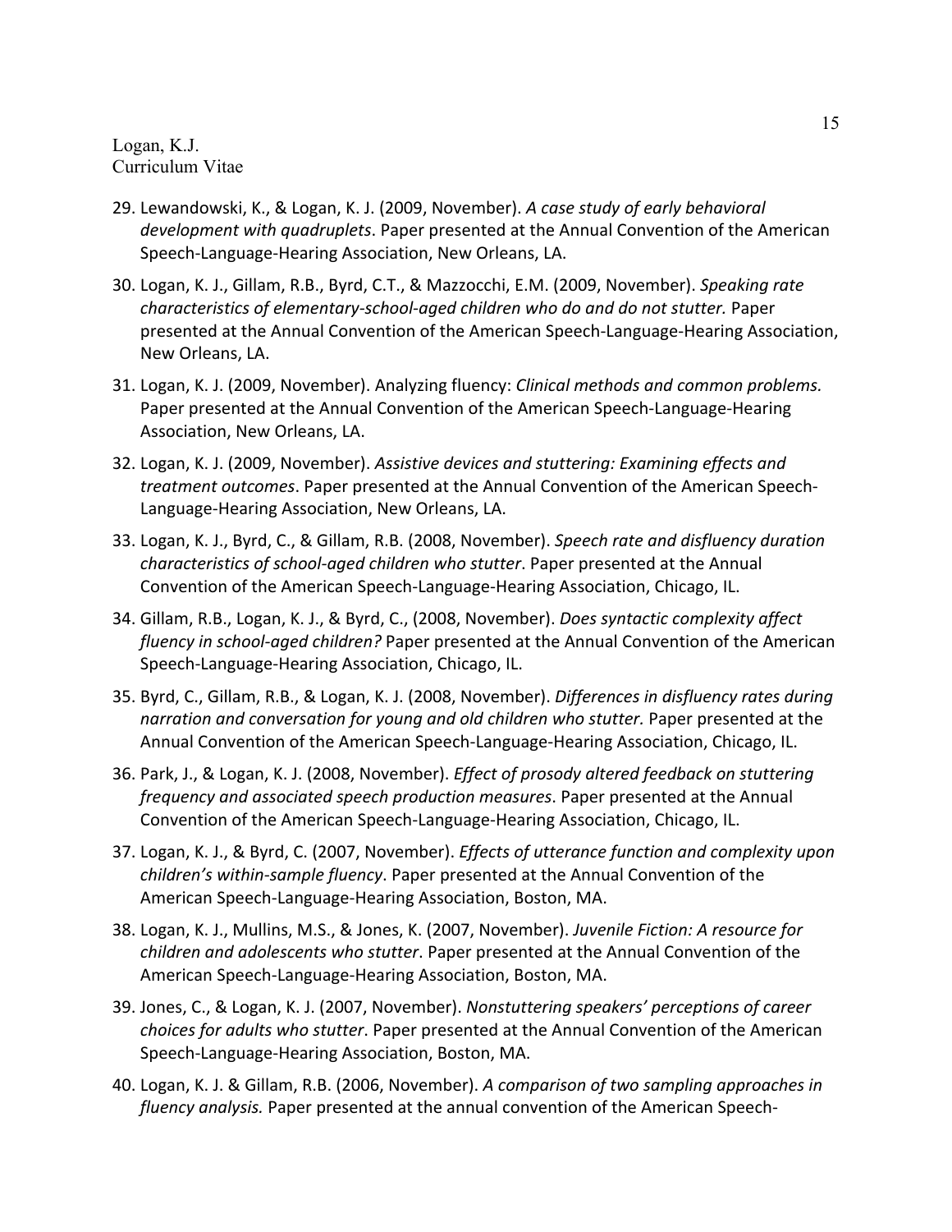29. Lewandowski, K., & Logan, K. J. (2009, November). *A case study of early behavioral development with quadruplets*. Paper presented at the Annual Convention of the American Speech-Language-Hearing Association, New Orleans, LA.

30. Logan, K. J., Gillam, R.B., Byrd, C.T., & Mazzocchi, E.M. (2009, November). *Speaking rate characteristics of elementary-school-aged children who do and do not stutter.* Paper presented at the Annual Convention of the American Speech-Language-Hearing Association, New Orleans, LA.

31. Logan, K. J. (2009, November). Analyzing fluency: *Clinical methods and common problems.* Paper presented at the Annual Convention of the American Speech-Language-Hearing Association, New Orleans, LA.

32. Logan, K. J. (2009, November). *Assistive devices and stuttering: Examining effects and treatment outcomes*. Paper presented at the Annual Convention of the American Speech-Language-Hearing Association, New Orleans, LA.

33. Logan, K. J., Byrd, C., & Gillam, R.B. (2008, November). *Speech rate and disfluency duration characteristics of school-aged children who stutter*. Paper presented at the Annual Convention of the American Speech-Language-Hearing Association, Chicago, IL.

34. Gillam, R.B., Logan, K. J., & Byrd, C., (2008, November). *Does syntactic complexity affect fluency in school-aged children?* Paper presented at the Annual Convention of the American Speech-Language-Hearing Association, Chicago, IL.

35. Byrd, C., Gillam, R.B., & Logan, K. J. (2008, November). *Differences in disfluency rates during narration and conversation for young and old children who stutter.* Paper presented at the Annual Convention of the American Speech-Language-Hearing Association, Chicago, IL.

36. Park, J., & Logan, K. J. (2008, November). *Effect of prosody altered feedback on stuttering frequency and associated speech production measures*. Paper presented at the Annual Convention of the American Speech-Language-Hearing Association, Chicago, IL.

37. Logan, K. J., & Byrd, C. (2007, November). *Effects of utterance function and complexity upon children's within-sample fluency*. Paper presented at the Annual Convention of the American Speech-Language-Hearing Association, Boston, MA.

38. Logan, K. J., Mullins, M.S., & Jones, K. (2007, November). *Juvenile Fiction: A resource for children and adolescents who stutter*. Paper presented at the Annual Convention of the American Speech-Language-Hearing Association, Boston, MA.

39. Jones, C., & Logan, K. J. (2007, November). *Nonstuttering speakers' perceptions of career choices for adults who stutter*. Paper presented at the Annual Convention of the American Speech-Language-Hearing Association, Boston, MA.

40. Logan, K. J. & Gillam, R.B. (2006, November). *A comparison of two sampling approaches in fluency analysis.* Paper presented at the annual convention of the American Speech-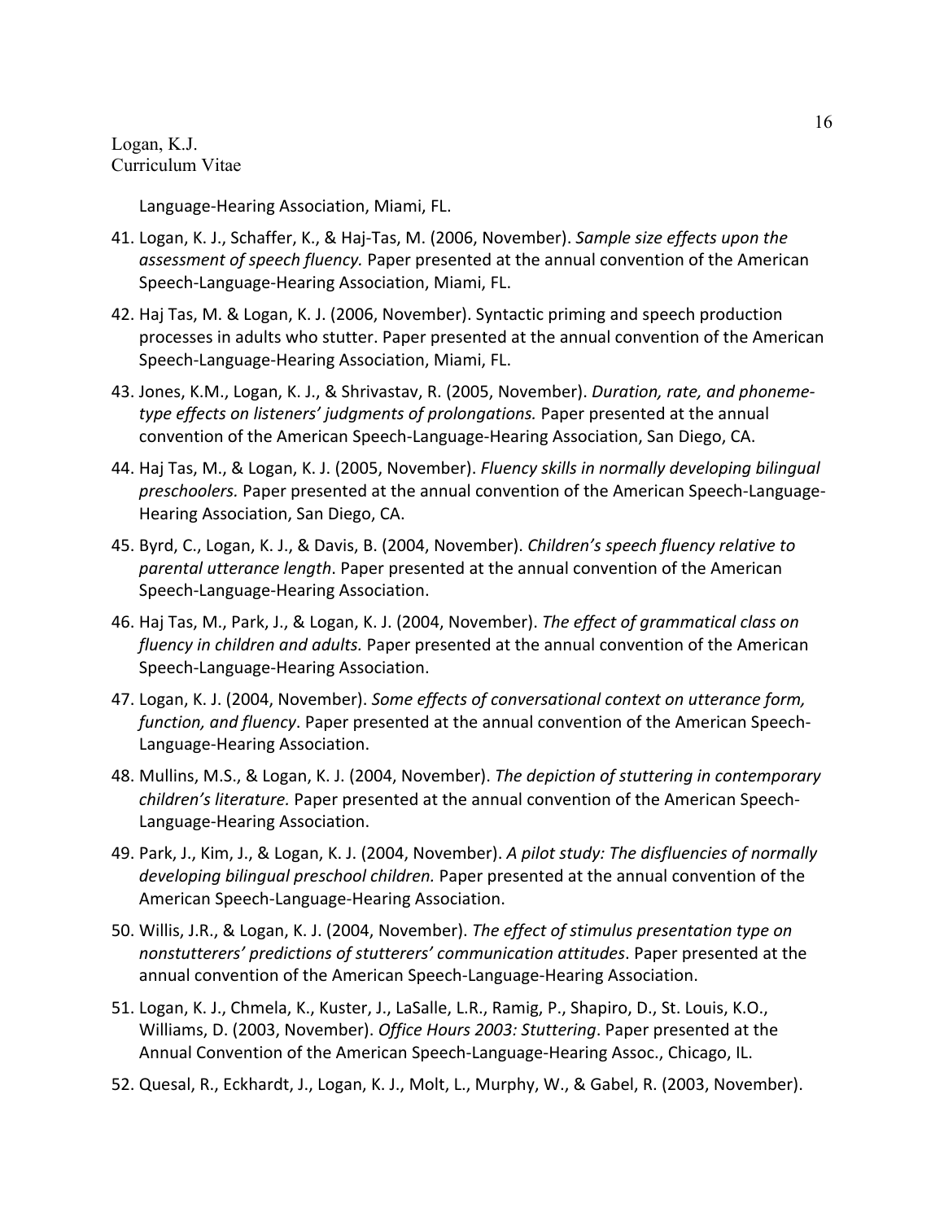Language-Hearing Association, Miami, FL.

41. Logan, K. J., Schaffer, K., & Haj-Tas, M. (2006, November). *Sample size effects upon the assessment of speech fluency.* Paper presented at the annual convention of the American Speech-Language-Hearing Association, Miami, FL.

42. Haj Tas, M. & Logan, K. J. (2006, November). Syntactic priming and speech production processes in adults who stutter. Paper presented at the annual convention of the American Speech-Language-Hearing Association, Miami, FL.

43. Jones, K.M., Logan, K. J., & Shrivastav, R. (2005, November). *Duration, rate, and phoneme-type effects on listeners' judgments of prolongations.* Paper presented at the annual convention of the American Speech-Language-Hearing Association, San Diego, CA.

44. Haj Tas, M., & Logan, K. J. (2005, November). *Fluency skills in normally developing bilingual preschoolers.* Paper presented at the annual convention of the American Speech-Language-Hearing Association, San Diego, CA.

45. Byrd, C., Logan, K. J., & Davis, B. (2004, November). *Children's speech fluency relative to parental utterance length*. Paper presented at the annual convention of the American Speech-Language-Hearing Association.

46. Haj Tas, M., Park, J., & Logan, K. J. (2004, November). *The effect of grammatical class on fluency in children and adults.* Paper presented at the annual convention of the American Speech-Language-Hearing Association.

47. Logan, K. J. (2004, November). *Some effects of conversational context on utterance form, function, and fluency*. Paper presented at the annual convention of the American Speech-Language-Hearing Association.

48. Mullins, M.S., & Logan, K. J. (2004, November). *The depiction of stuttering in contemporary children's literature.* Paper presented at the annual convention of the American Speech-Language-Hearing Association.

49. Park, J., Kim, J., & Logan, K. J. (2004, November). *A pilot study: The disfluencies of normally developing bilingual preschool children.* Paper presented at the annual convention of the American Speech-Language-Hearing Association.

50. Willis, J.R., & Logan, K. J. (2004, November). *The effect of stimulus presentation type on nonstutterers' predictions of stutterers' communication attitudes*. Paper presented at the annual convention of the American Speech-Language-Hearing Association.

51. Logan, K. J., Chmela, K., Kuster, J., LaSalle, L.R., Ramig, P., Shapiro, D., St. Louis, K.O., Williams, D. (2003, November). *Office Hours 2003: Stuttering*. Paper presented at the Annual Convention of the American Speech-Language-Hearing Assoc., Chicago, IL.

52. Quesal, R., Eckhardt, J., Logan, K. J., Molt, L., Murphy, W., & Gabel, R. (2003, November).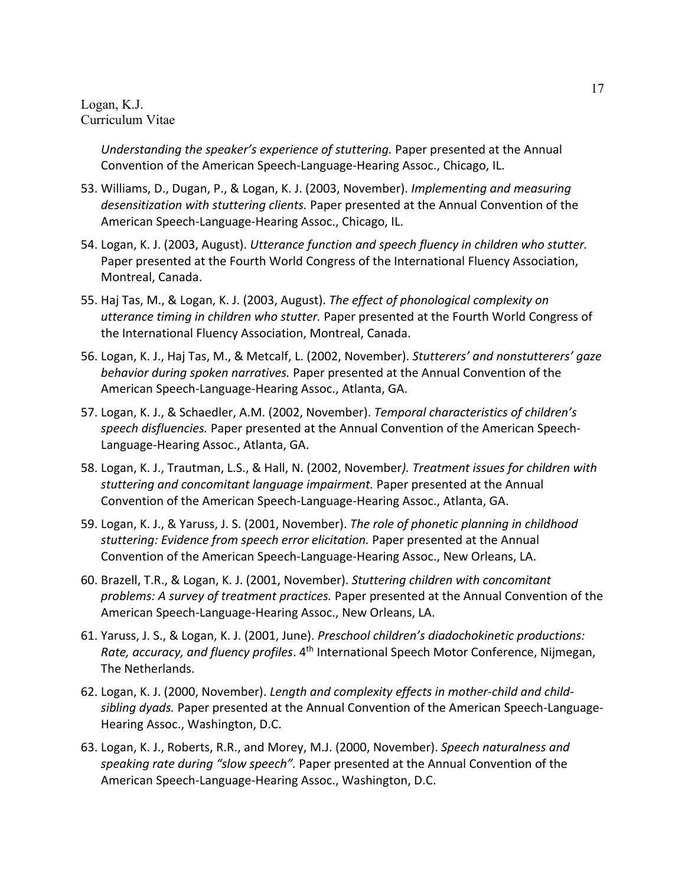*Understanding the speaker's experience of stuttering.* Paper presented at the Annual Convention of the American Speech-Language-Hearing Assoc., Chicago, IL.

53. Williams, D., Dugan, P., & Logan, K. J. (2003, November). *Implementing and measuring desensitization with stuttering clients.* Paper presented at the Annual Convention of the American Speech-Language-Hearing Assoc., Chicago, IL.
54. Logan, K. J. (2003, August). *Utterance function and speech fluency in children who stutter.* Paper presented at the Fourth World Congress of the International Fluency Association, Montreal, Canada.
55. Haj Tas, M., & Logan, K. J. (2003, August). *The effect of phonological complexity on utterance timing in children who stutter.* Paper presented at the Fourth World Congress of the International Fluency Association, Montreal, Canada.
56. Logan, K. J., Haj Tas, M., & Metcalf, L. (2002, November). *Stutterers' and nonstutterers' gaze behavior during spoken narratives.* Paper presented at the Annual Convention of the American Speech-Language-Hearing Assoc., Atlanta, GA.
57. Logan, K. J., & Schaedler, A.M. (2002, November). *Temporal characteristics of children's speech disfluencies.* Paper presented at the Annual Convention of the American Speech-Language-Hearing Assoc., Atlanta, GA.
58. Logan, K. J., Trautman, L.S., & Hall, N. (2002, November*). Treatment issues for children with stuttering and concomitant language impairment.* Paper presented at the Annual Convention of the American Speech-Language-Hearing Assoc., Atlanta, GA.
59. Logan, K. J., & Yaruss, J. S. (2001, November). *The role of phonetic planning in childhood stuttering: Evidence from speech error elicitation.* Paper presented at the Annual Convention of the American Speech-Language-Hearing Assoc., New Orleans, LA.
60. Brazell, T.R., & Logan, K. J. (2001, November). *Stuttering children with concomitant problems: A survey of treatment practices.* Paper presented at the Annual Convention of the American Speech-Language-Hearing Assoc., New Orleans, LA.
61. Yaruss, J. S., & Logan, K. J. (2001, June). *Preschool children's diadochokinetic productions: Rate, accuracy, and fluency profiles*. 4th International Speech Motor Conference, Nijmegan, The Netherlands.
62. Logan, K. J. (2000, November). *Length and complexity effects in mother-child and child-sibling dyads.* Paper presented at the Annual Convention of the American Speech-Language-Hearing Assoc., Washington, D.C.
63. Logan, K. J., Roberts, R.R., and Morey, M.J. (2000, November). *Speech naturalness and speaking rate during "slow speech".* Paper presented at the Annual Convention of the American Speech-Language-Hearing Assoc., Washington, D.C.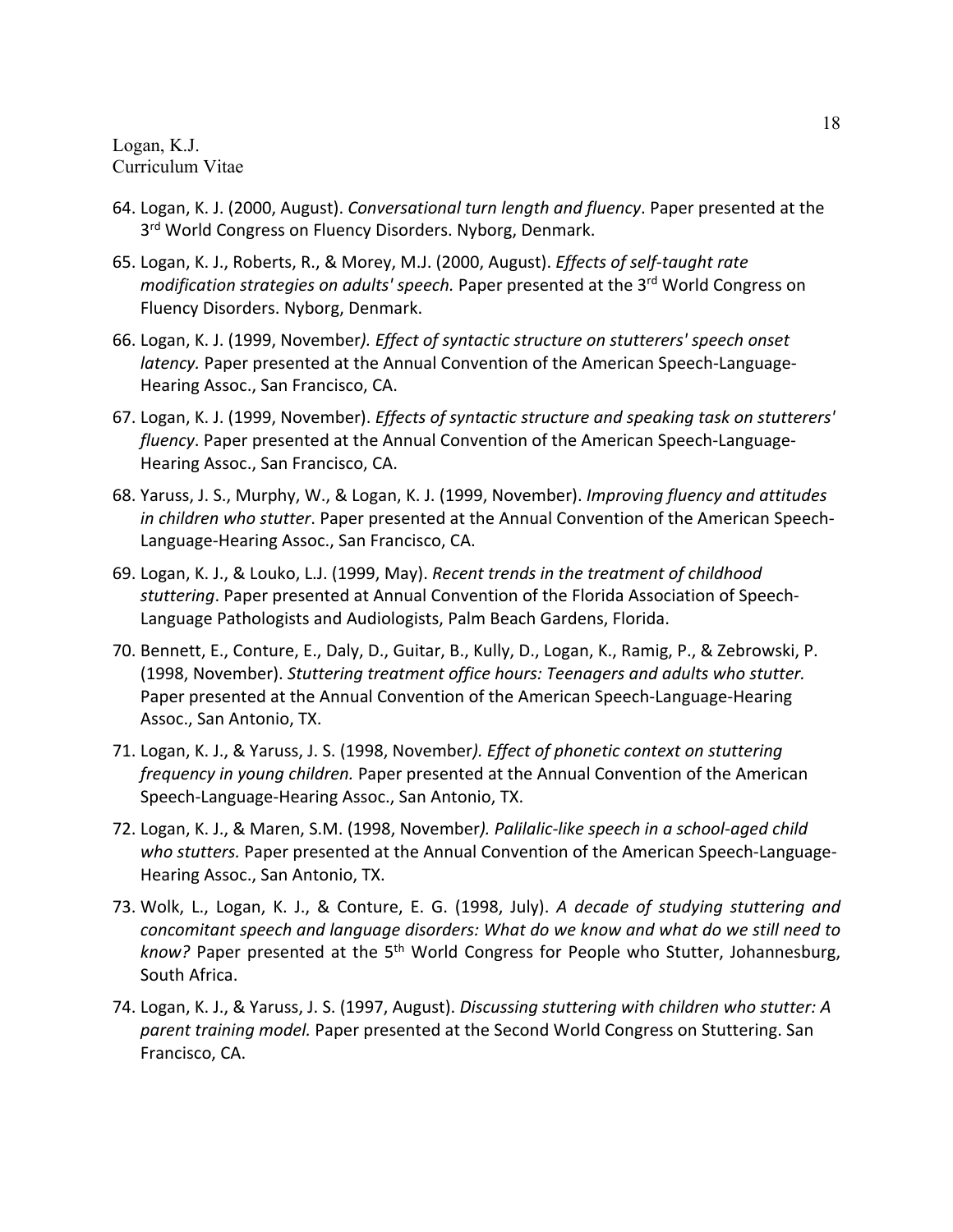64. Logan, K. J. (2000, August). *Conversational turn length and fluency*. Paper presented at the 3rd World Congress on Fluency Disorders. Nyborg, Denmark.

65. Logan, K. J., Roberts, R., & Morey, M.J. (2000, August). *Effects of self-taught rate modification strategies on adults' speech.* Paper presented at the 3rd World Congress on Fluency Disorders. Nyborg, Denmark.

66. Logan, K. J. (1999, November*). Effect of syntactic structure on stutterers' speech onset latency.* Paper presented at the Annual Convention of the American Speech-Language-Hearing Assoc., San Francisco, CA.

67. Logan, K. J. (1999, November). *Effects of syntactic structure and speaking task on stutterers' fluency*. Paper presented at the Annual Convention of the American Speech-Language-Hearing Assoc., San Francisco, CA.

68. Yaruss, J. S., Murphy, W., & Logan, K. J. (1999, November). *Improving fluency and attitudes in children who stutter*. Paper presented at the Annual Convention of the American Speech-Language-Hearing Assoc., San Francisco, CA.

69. Logan, K. J., & Louko, L.J. (1999, May). *Recent trends in the treatment of childhood stuttering*. Paper presented at Annual Convention of the Florida Association of Speech-Language Pathologists and Audiologists, Palm Beach Gardens, Florida.

70. Bennett, E., Conture, E., Daly, D., Guitar, B., Kully, D., Logan, K., Ramig, P., & Zebrowski, P. (1998, November). *Stuttering treatment office hours: Teenagers and adults who stutter.* Paper presented at the Annual Convention of the American Speech-Language-Hearing Assoc., San Antonio, TX.

71. Logan, K. J., & Yaruss, J. S. (1998, November*). Effect of phonetic context on stuttering frequency in young children.* Paper presented at the Annual Convention of the American Speech-Language-Hearing Assoc., San Antonio, TX.

72. Logan, K. J., & Maren, S.M. (1998, November*). Palilalic-like speech in a school-aged child who stutters.* Paper presented at the Annual Convention of the American Speech-Language-Hearing Assoc., San Antonio, TX.

73. Wolk, L., Logan, K. J., & Conture, E. G. (1998, July). *A decade of studying stuttering and concomitant speech and language disorders: What do we know and what do we still need to know?* Paper presented at the 5th World Congress for People who Stutter, Johannesburg, South Africa.

74. Logan, K. J., & Yaruss, J. S. (1997, August). *Discussing stuttering with children who stutter: A parent training model.* Paper presented at the Second World Congress on Stuttering. San Francisco, CA.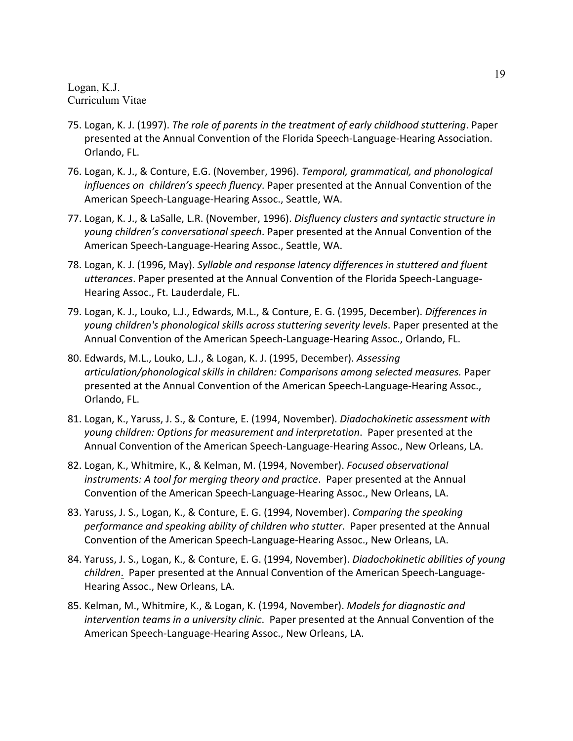75. Logan, K. J. (1997). *The role of parents in the treatment of early childhood stuttering*. Paper presented at the Annual Convention of the Florida Speech-Language-Hearing Association. Orlando, FL.

76. Logan, K. J., & Conture, E.G. (November, 1996). *Temporal, grammatical, and phonological influences on children's speech fluency*. Paper presented at the Annual Convention of the American Speech-Language-Hearing Assoc., Seattle, WA.

77. Logan, K. J., & LaSalle, L.R. (November, 1996). *Disfluency clusters and syntactic structure in young children's conversational speech*. Paper presented at the Annual Convention of the American Speech-Language-Hearing Assoc., Seattle, WA.

78. Logan, K. J. (1996, May). *Syllable and response latency differences in stuttered and fluent utterances*. Paper presented at the Annual Convention of the Florida Speech-Language-Hearing Assoc., Ft. Lauderdale, FL.

79. Logan, K. J., Louko, L.J., Edwards, M.L., & Conture, E. G. (1995, December). *Differences in young children's phonological skills across stuttering severity levels*. Paper presented at the Annual Convention of the American Speech-Language-Hearing Assoc., Orlando, FL.

80. Edwards, M.L., Louko, L.J., & Logan, K. J. (1995, December). *Assessing articulation/phonological skills in children: Comparisons among selected measures.* Paper presented at the Annual Convention of the American Speech-Language-Hearing Assoc., Orlando, FL.

81. Logan, K., Yaruss, J. S., & Conture, E. (1994, November). *Diadochokinetic assessment with young children: Options for measurement and interpretation*. Paper presented at the Annual Convention of the American Speech-Language-Hearing Assoc., New Orleans, LA.

82. Logan, K., Whitmire, K., & Kelman, M. (1994, November). *Focused observational instruments: A tool for merging theory and practice*. Paper presented at the Annual Convention of the American Speech-Language-Hearing Assoc., New Orleans, LA.

83. Yaruss, J. S., Logan, K., & Conture, E. G. (1994, November). *Comparing the speaking performance and speaking ability of children who stutter*. Paper presented at the Annual Convention of the American Speech-Language-Hearing Assoc., New Orleans, LA.

84. Yaruss, J. S., Logan, K., & Conture, E. G. (1994, November). *Diadochokinetic abilities of young children*. Paper presented at the Annual Convention of the American Speech-Language-Hearing Assoc., New Orleans, LA.

85. Kelman, M., Whitmire, K., & Logan, K. (1994, November). *Models for diagnostic and intervention teams in a university clinic*. Paper presented at the Annual Convention of the American Speech-Language-Hearing Assoc., New Orleans, LA.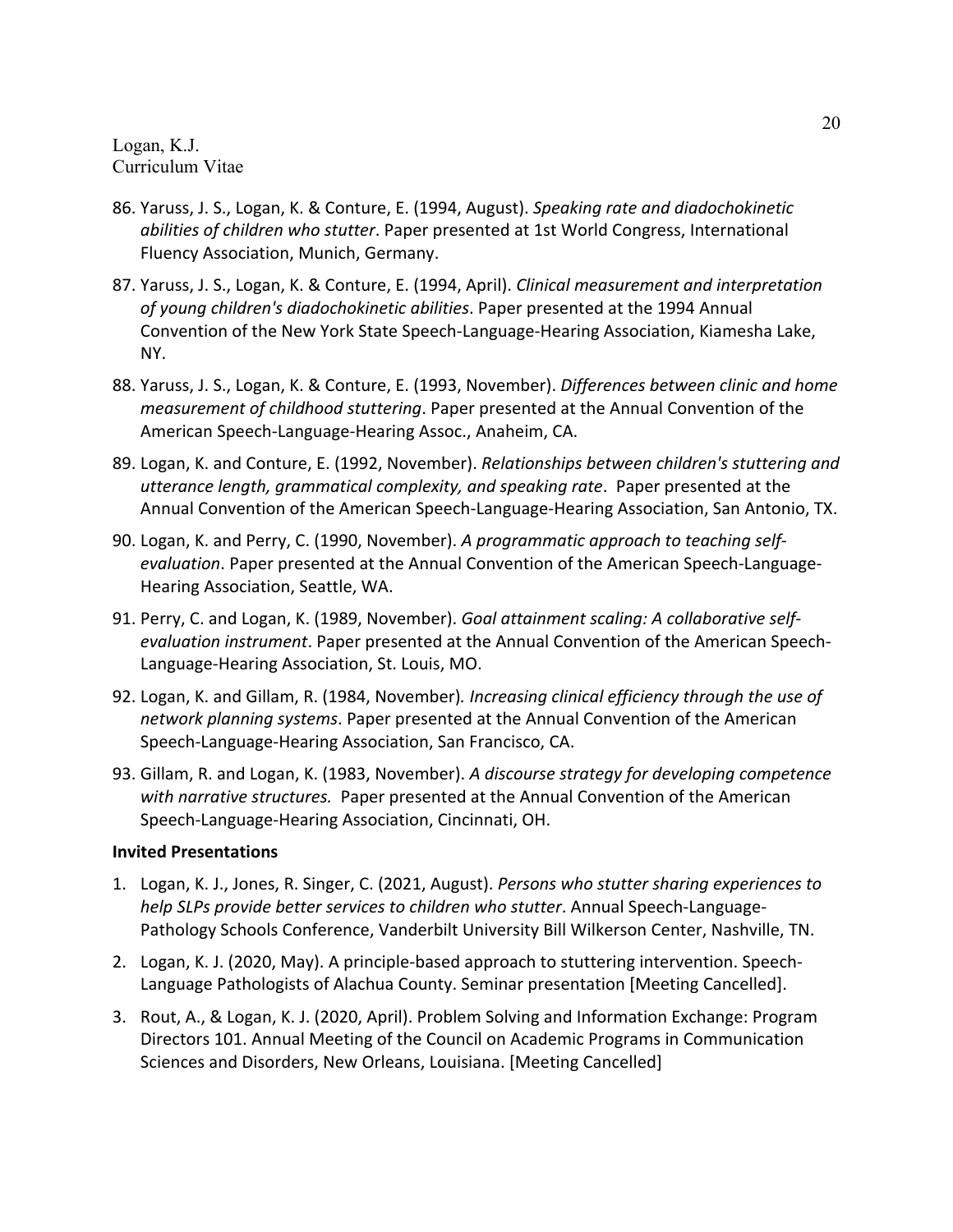86. Yaruss, J. S., Logan, K. & Conture, E. (1994, August). *Speaking rate and diadochokinetic abilities of children who stutter*. Paper presented at 1st World Congress, International Fluency Association, Munich, Germany.

87. Yaruss, J. S., Logan, K. & Conture, E. (1994, April). *Clinical measurement and interpretation of young children's diadochokinetic abilities*. Paper presented at the 1994 Annual Convention of the New York State Speech-Language-Hearing Association, Kiamesha Lake, NY.

88. Yaruss, J. S., Logan, K. & Conture, E. (1993, November). *Differences between clinic and home measurement of childhood stuttering*. Paper presented at the Annual Convention of the American Speech-Language-Hearing Assoc., Anaheim, CA.

89. Logan, K. and Conture, E. (1992, November). *Relationships between children's stuttering and utterance length, grammatical complexity, and speaking rate*. Paper presented at the Annual Convention of the American Speech-Language-Hearing Association, San Antonio, TX.

90. Logan, K. and Perry, C. (1990, November). *A programmatic approach to teaching self-evaluation*. Paper presented at the Annual Convention of the American Speech-Language-Hearing Association, Seattle, WA.

91. Perry, C. and Logan, K. (1989, November). *Goal attainment scaling: A collaborative self-evaluation instrument*. Paper presented at the Annual Convention of the American Speech-Language-Hearing Association, St. Louis, MO.

92. Logan, K. and Gillam, R. (1984, November)*. Increasing clinical efficiency through the use of network planning systems*. Paper presented at the Annual Convention of the American Speech-Language-Hearing Association, San Francisco, CA.

93. Gillam, R. and Logan, K. (1983, November). *A discourse strategy for developing competence with narrative structures.* Paper presented at the Annual Convention of the American Speech-Language-Hearing Association, Cincinnati, OH.

**Invited Presentations**

1. Logan, K. J., Jones, R. Singer, C. (2021, August). *Persons who stutter sharing experiences to help SLPs provide better services to children who stutter*. Annual Speech-Language-Pathology Schools Conference, Vanderbilt University Bill Wilkerson Center, Nashville, TN.

2. Logan, K. J. (2020, May). A principle-based approach to stuttering intervention. Speech-Language Pathologists of Alachua County. Seminar presentation [Meeting Cancelled].

3. Rout, A., & Logan, K. J. (2020, April). Problem Solving and Information Exchange: Program Directors 101. Annual Meeting of the Council on Academic Programs in Communication Sciences and Disorders, New Orleans, Louisiana. [Meeting Cancelled]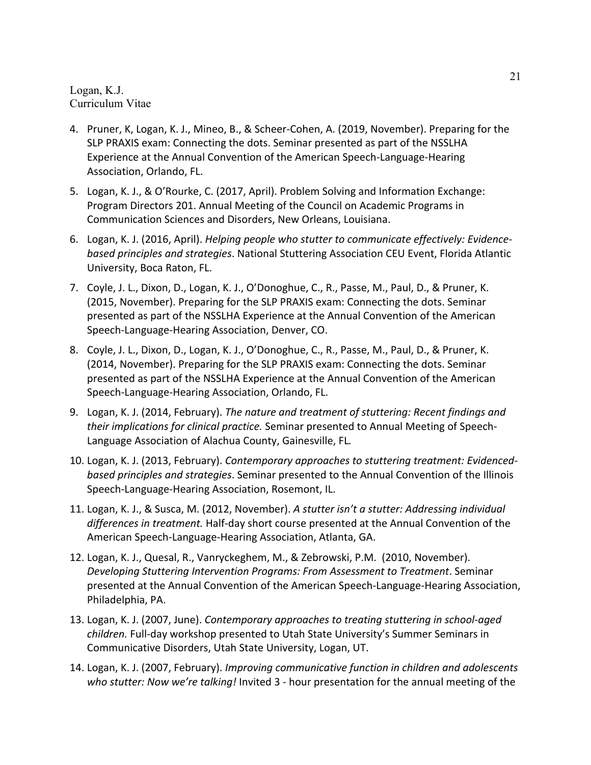4. Pruner, K, Logan, K. J., Mineo, B., & Scheer-Cohen, A. (2019, November). Preparing for the SLP PRAXIS exam: Connecting the dots. Seminar presented as part of the NSSLHA Experience at the Annual Convention of the American Speech-Language-Hearing Association, Orlando, FL.
5. Logan, K. J., & O'Rourke, C. (2017, April). Problem Solving and Information Exchange: Program Directors 201. Annual Meeting of the Council on Academic Programs in Communication Sciences and Disorders, New Orleans, Louisiana.
6. Logan, K. J. (2016, April). *Helping people who stutter to communicate effectively: Evidence-based principles and strategies*. National Stuttering Association CEU Event, Florida Atlantic University, Boca Raton, FL.
7. Coyle, J. L., Dixon, D., Logan, K. J., O'Donoghue, C., R., Passe, M., Paul, D., & Pruner, K. (2015, November). Preparing for the SLP PRAXIS exam: Connecting the dots. Seminar presented as part of the NSSLHA Experience at the Annual Convention of the American Speech-Language-Hearing Association, Denver, CO.
8. Coyle, J. L., Dixon, D., Logan, K. J., O'Donoghue, C., R., Passe, M., Paul, D., & Pruner, K. (2014, November). Preparing for the SLP PRAXIS exam: Connecting the dots. Seminar presented as part of the NSSLHA Experience at the Annual Convention of the American Speech-Language-Hearing Association, Orlando, FL.
9. Logan, K. J. (2014, February). *The nature and treatment of stuttering: Recent findings and their implications for clinical practice.* Seminar presented to Annual Meeting of Speech-Language Association of Alachua County, Gainesville, FL*.*
10. Logan, K. J. (2013, February). *Contemporary approaches to stuttering treatment: Evidenced-based principles and strategies*. Seminar presented to the Annual Convention of the Illinois Speech-Language-Hearing Association, Rosemont, IL.
11. Logan, K. J., & Susca, M. (2012, November). *A stutter isn't a stutter: Addressing individual differences in treatment.* Half-day short course presented at the Annual Convention of the American Speech-Language-Hearing Association, Atlanta, GA.
12. Logan, K. J., Quesal, R., Vanryckeghem, M., & Zebrowski, P.M. (2010, November). *Developing Stuttering Intervention Programs: From Assessment to Treatment*. Seminar presented at the Annual Convention of the American Speech-Language-Hearing Association, Philadelphia, PA.
13. Logan, K. J. (2007, June). *Contemporary approaches to treating stuttering in school-aged children.* Full-day workshop presented to Utah State University's Summer Seminars in Communicative Disorders, Utah State University, Logan, UT.
14. Logan, K. J. (2007, February). *Improving communicative function in children and adolescents who stutter: Now we're talking!* Invited 3 - hour presentation for the annual meeting of the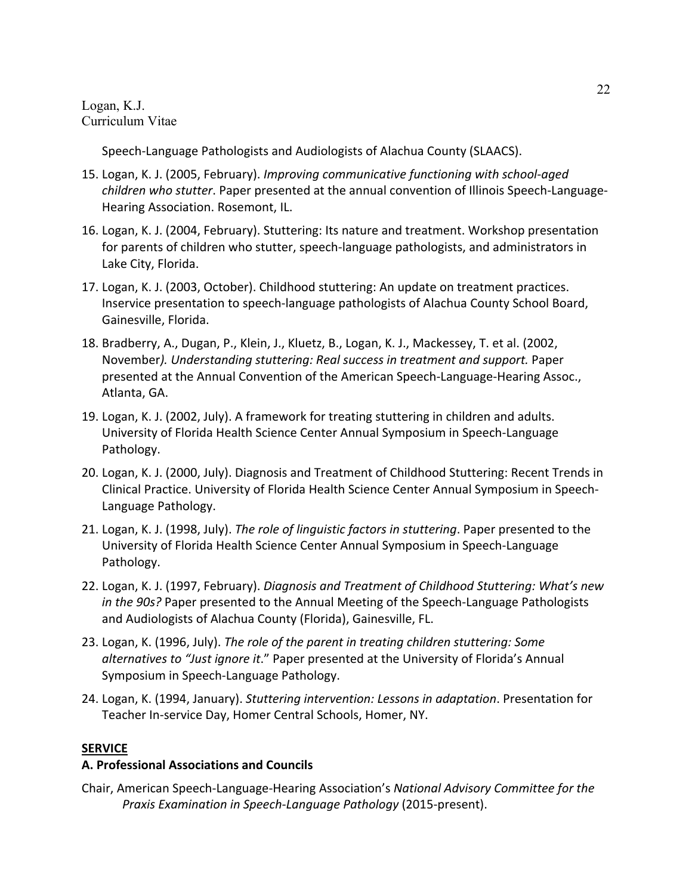Speech-Language Pathologists and Audiologists of Alachua County (SLAACS).

15. Logan, K. J. (2005, February). *Improving communicative functioning with school-aged children who stutter*. Paper presented at the annual convention of Illinois Speech-Language-Hearing Association. Rosemont, IL.
16. Logan, K. J. (2004, February). Stuttering: Its nature and treatment. Workshop presentation for parents of children who stutter, speech-language pathologists, and administrators in Lake City, Florida.
17. Logan, K. J. (2003, October). Childhood stuttering: An update on treatment practices. Inservice presentation to speech-language pathologists of Alachua County School Board, Gainesville, Florida.
18. Bradberry, A., Dugan, P., Klein, J., Kluetz, B., Logan, K. J., Mackessey, T. et al. (2002, November*). Understanding stuttering: Real success in treatment and support.* Paper presented at the Annual Convention of the American Speech-Language-Hearing Assoc., Atlanta, GA.
19. Logan, K. J. (2002, July). A framework for treating stuttering in children and adults. University of Florida Health Science Center Annual Symposium in Speech-Language Pathology.
20. Logan, K. J. (2000, July). Diagnosis and Treatment of Childhood Stuttering: Recent Trends in Clinical Practice. University of Florida Health Science Center Annual Symposium in Speech-Language Pathology.
21. Logan, K. J. (1998, July). *The role of linguistic factors in stuttering*. Paper presented to the University of Florida Health Science Center Annual Symposium in Speech-Language Pathology.
22. Logan, K. J. (1997, February). *Diagnosis and Treatment of Childhood Stuttering: What's new in the 90s?* Paper presented to the Annual Meeting of the Speech-Language Pathologists and Audiologists of Alachua County (Florida), Gainesville, FL.
23. Logan, K. (1996, July). *The role of the parent in treating children stuttering: Some alternatives to "Just ignore it*." Paper presented at the University of Florida's Annual Symposium in Speech-Language Pathology.
24. Logan, K. (1994, January). *Stuttering intervention: Lessons in adaptation*. Presentation for Teacher In-service Day, Homer Central Schools, Homer, NY.

## SERVICE

### A. Professional Associations and Councils

Chair, American Speech-Language-Hearing Association's *National Advisory Committee for the Praxis Examination in Speech-Language Pathology* (2015-present).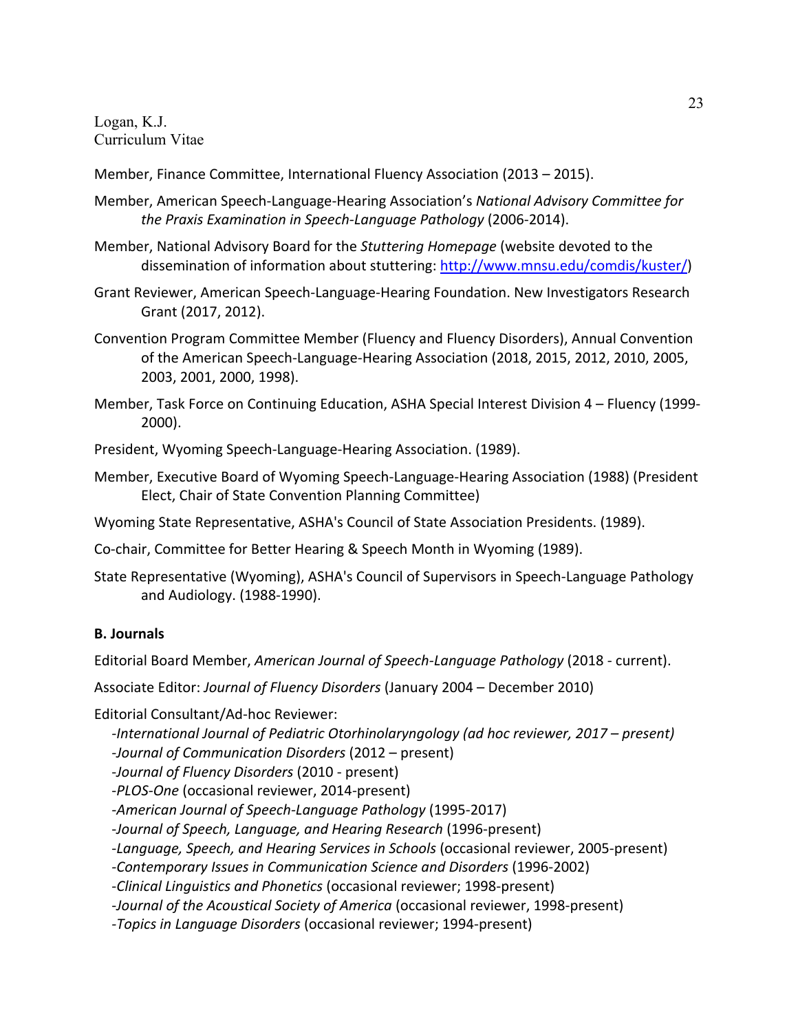Member, Finance Committee, International Fluency Association (2013 – 2015).

Member, American Speech-Language-Hearing Association's *National Advisory Committee for the Praxis Examination in Speech-Language Pathology* (2006-2014).

Member, National Advisory Board for the *Stuttering Homepage* (website devoted to the dissemination of information about stuttering: http://www.mnsu.edu/comdis/kuster/)

Grant Reviewer, American Speech-Language-Hearing Foundation. New Investigators Research Grant (2017, 2012).

Convention Program Committee Member (Fluency and Fluency Disorders), Annual Convention of the American Speech-Language-Hearing Association (2018, 2015, 2012, 2010, 2005, 2003, 2001, 2000, 1998).

Member, Task Force on Continuing Education, ASHA Special Interest Division 4 – Fluency (1999-2000).

President, Wyoming Speech-Language-Hearing Association. (1989).

Member, Executive Board of Wyoming Speech-Language-Hearing Association (1988) (President Elect, Chair of State Convention Planning Committee)

Wyoming State Representative, ASHA's Council of State Association Presidents. (1989).

Co-chair, Committee for Better Hearing & Speech Month in Wyoming (1989).

State Representative (Wyoming), ASHA's Council of Supervisors in Speech-Language Pathology and Audiology. (1988-1990).

**B. Journals**

Editorial Board Member, *American Journal of Speech-Language Pathology* (2018 - current).

Associate Editor: *Journal of Fluency Disorders* (January 2004 – December 2010)

Editorial Consultant/Ad-hoc Reviewer:

-*International Journal of Pediatric Otorhinolaryngology (ad hoc reviewer, 2017 – present)*
-*Journal of Communication Disorders* (2012 – present)
-*Journal of Fluency Disorders* (2010 - present)
-*PLOS-One* (occasional reviewer, 2014-present)
-*American Journal of Speech-Language Pathology* (1995-2017)
-*Journal of Speech, Language, and Hearing Research* (1996-present)
-*Language, Speech, and Hearing Services in Schools* (occasional reviewer, 2005-present)
-*Contemporary Issues in Communication Science and Disorders* (1996-2002)
-*Clinical Linguistics and Phonetics* (occasional reviewer; 1998-present)
-*Journal of the Acoustical Society of America* (occasional reviewer, 1998-present)
-*Topics in Language Disorders* (occasional reviewer; 1994-present)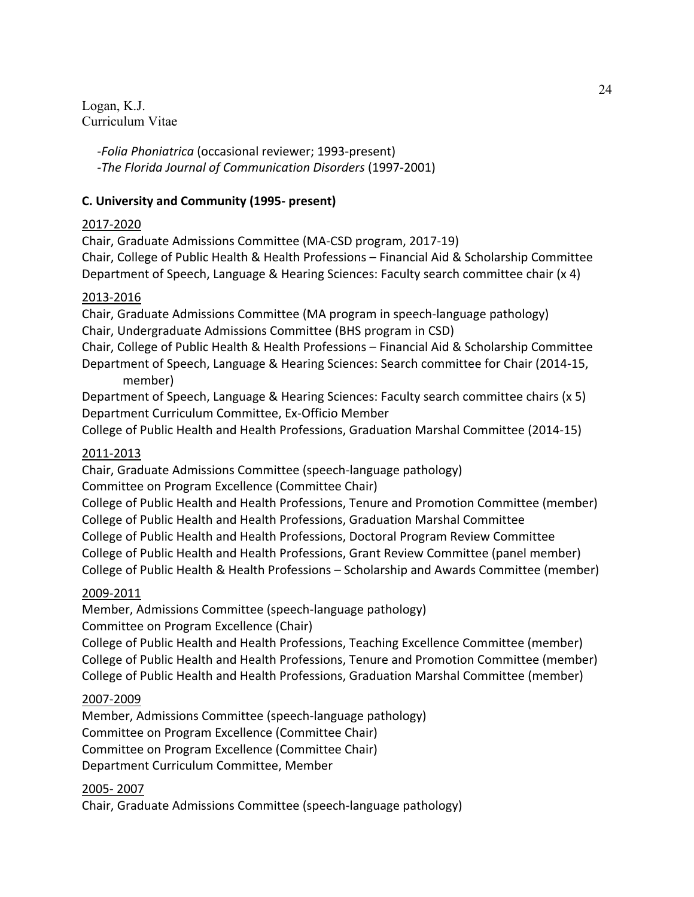-*Folia Phoniatrica* (occasional reviewer; 1993-present)
-*The Florida Journal of Communication Disorders* (1997-2001)

**C. University and Community (1995- present)**

2017-2020

Chair, Graduate Admissions Committee (MA-CSD program, 2017-19)
Chair, College of Public Health & Health Professions – Financial Aid & Scholarship Committee
Department of Speech, Language & Hearing Sciences: Faculty search committee chair (x 4)

2013-2016

Chair, Graduate Admissions Committee (MA program in speech-language pathology)
Chair, Undergraduate Admissions Committee (BHS program in CSD)
Chair, College of Public Health & Health Professions – Financial Aid & Scholarship Committee
Department of Speech, Language & Hearing Sciences: Search committee for Chair (2014-15, member)
Department of Speech, Language & Hearing Sciences: Faculty search committee chairs (x 5)
Department Curriculum Committee, Ex-Officio Member
College of Public Health and Health Professions, Graduation Marshal Committee (2014-15)

2011-2013

Chair, Graduate Admissions Committee (speech-language pathology)
Committee on Program Excellence (Committee Chair)
College of Public Health and Health Professions, Tenure and Promotion Committee (member)
College of Public Health and Health Professions, Graduation Marshal Committee
College of Public Health and Health Professions, Doctoral Program Review Committee
College of Public Health and Health Professions, Grant Review Committee (panel member)
College of Public Health & Health Professions – Scholarship and Awards Committee (member)

2009-2011

Member, Admissions Committee (speech-language pathology)
Committee on Program Excellence (Chair)
College of Public Health and Health Professions, Teaching Excellence Committee (member)
College of Public Health and Health Professions, Tenure and Promotion Committee (member)
College of Public Health and Health Professions, Graduation Marshal Committee (member)

2007-2009

Member, Admissions Committee (speech-language pathology)
Committee on Program Excellence (Committee Chair)
Committee on Program Excellence (Committee Chair)
Department Curriculum Committee, Member

2005- 2007

Chair, Graduate Admissions Committee (speech-language pathology)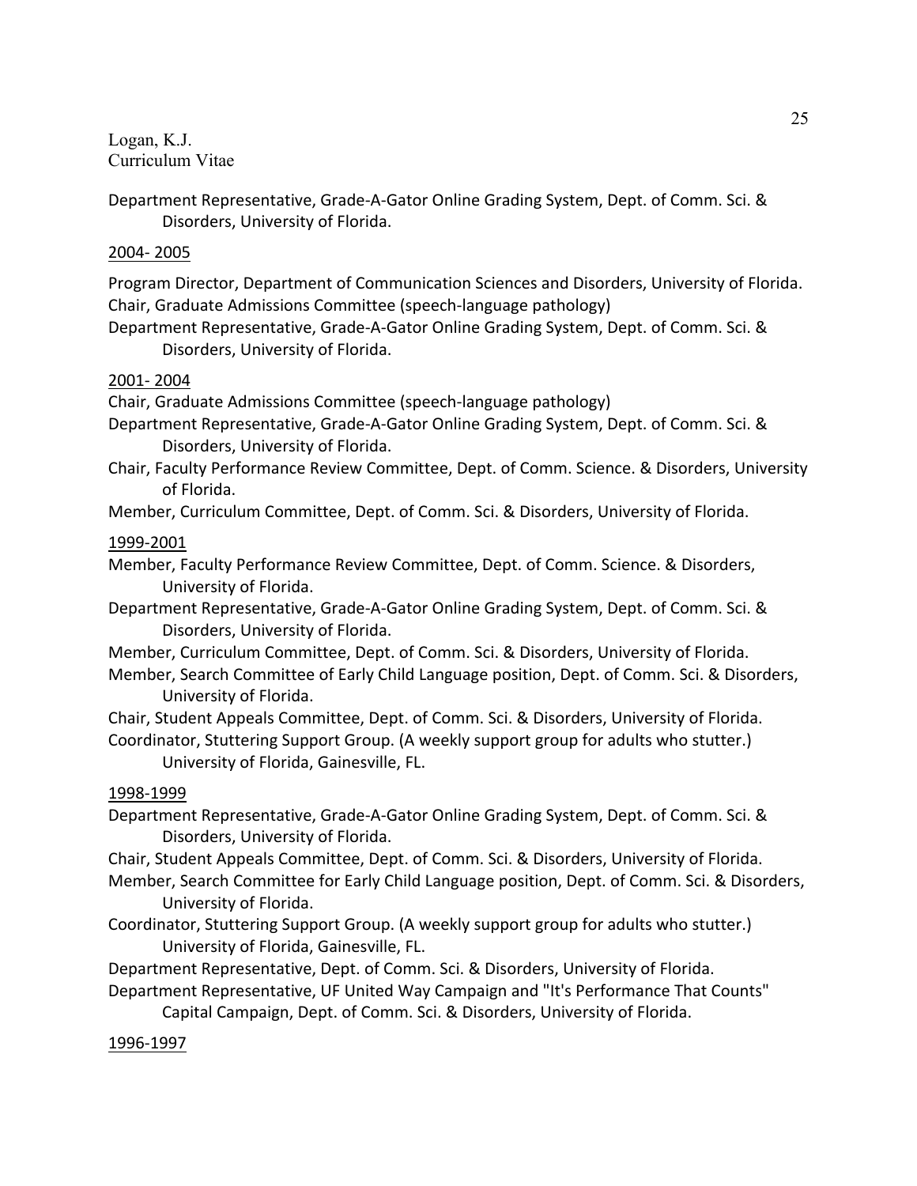Department Representative, Grade-A-Gator Online Grading System, Dept. of Comm. Sci. & Disorders, University of Florida.

2004- 2005

Program Director, Department of Communication Sciences and Disorders, University of Florida.
Chair, Graduate Admissions Committee (speech-language pathology)
Department Representative, Grade-A-Gator Online Grading System, Dept. of Comm. Sci. & Disorders, University of Florida.

2001- 2004

Chair, Graduate Admissions Committee (speech-language pathology)
Department Representative, Grade-A-Gator Online Grading System, Dept. of Comm. Sci. & Disorders, University of Florida.
Chair, Faculty Performance Review Committee, Dept. of Comm. Science. & Disorders, University of Florida.
Member, Curriculum Committee, Dept. of Comm. Sci. & Disorders, University of Florida.

1999-2001

Member, Faculty Performance Review Committee, Dept. of Comm. Science. & Disorders, University of Florida.
Department Representative, Grade-A-Gator Online Grading System, Dept. of Comm. Sci. & Disorders, University of Florida.
Member, Curriculum Committee, Dept. of Comm. Sci. & Disorders, University of Florida.
Member, Search Committee of Early Child Language position, Dept. of Comm. Sci. & Disorders, University of Florida.
Chair, Student Appeals Committee, Dept. of Comm. Sci. & Disorders, University of Florida.
Coordinator, Stuttering Support Group. (A weekly support group for adults who stutter.) University of Florida, Gainesville, FL.

1998-1999

Department Representative, Grade-A-Gator Online Grading System, Dept. of Comm. Sci. & Disorders, University of Florida.
Chair, Student Appeals Committee, Dept. of Comm. Sci. & Disorders, University of Florida.
Member, Search Committee for Early Child Language position, Dept. of Comm. Sci. & Disorders, University of Florida.
Coordinator, Stuttering Support Group. (A weekly support group for adults who stutter.) University of Florida, Gainesville, FL.
Department Representative, Dept. of Comm. Sci. & Disorders, University of Florida.
Department Representative, UF United Way Campaign and "It's Performance That Counts" Capital Campaign, Dept. of Comm. Sci. & Disorders, University of Florida.

1996-1997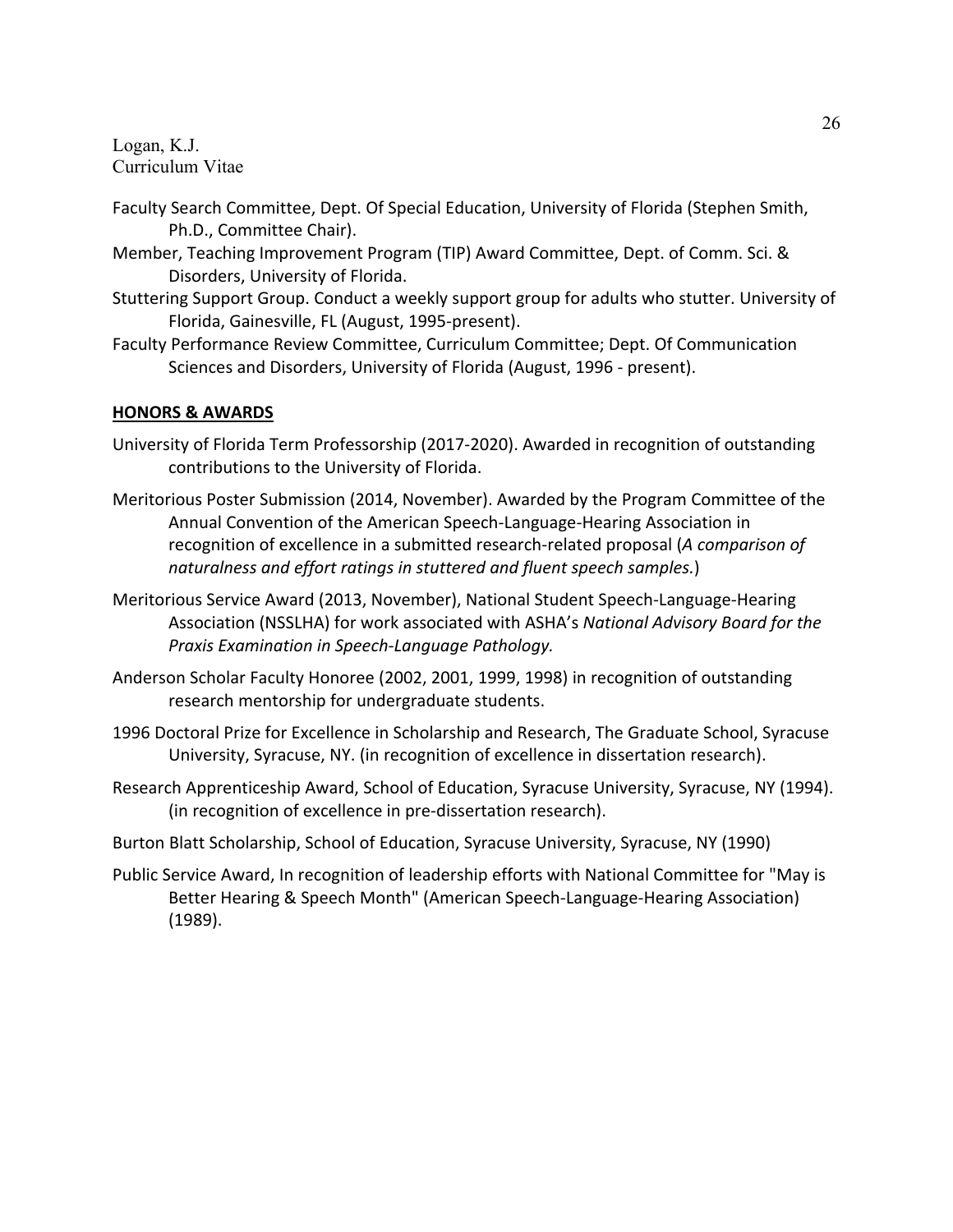Faculty Search Committee, Dept. Of Special Education, University of Florida (Stephen Smith, Ph.D., Committee Chair).

Member, Teaching Improvement Program (TIP) Award Committee, Dept. of Comm. Sci. & Disorders, University of Florida.

Stuttering Support Group. Conduct a weekly support group for adults who stutter. University of Florida, Gainesville, FL (August, 1995-present).

Faculty Performance Review Committee, Curriculum Committee; Dept. Of Communication Sciences and Disorders, University of Florida (August, 1996 - present).

## HONORS & AWARDS

University of Florida Term Professorship (2017-2020). Awarded in recognition of outstanding contributions to the University of Florida.

Meritorious Poster Submission (2014, November). Awarded by the Program Committee of the Annual Convention of the American Speech-Language-Hearing Association in recognition of excellence in a submitted research-related proposal (*A comparison of naturalness and effort ratings in stuttered and fluent speech samples.*)

Meritorious Service Award (2013, November), National Student Speech-Language-Hearing Association (NSSLHA) for work associated with ASHA's *National Advisory Board for the Praxis Examination in Speech-Language Pathology.*

Anderson Scholar Faculty Honoree (2002, 2001, 1999, 1998) in recognition of outstanding research mentorship for undergraduate students.

1996 Doctoral Prize for Excellence in Scholarship and Research, The Graduate School, Syracuse University, Syracuse, NY. (in recognition of excellence in dissertation research).

Research Apprenticeship Award, School of Education, Syracuse University, Syracuse, NY (1994). (in recognition of excellence in pre-dissertation research).

Burton Blatt Scholarship, School of Education, Syracuse University, Syracuse, NY (1990)

Public Service Award, In recognition of leadership efforts with National Committee for "May is Better Hearing & Speech Month" (American Speech-Language-Hearing Association) (1989).